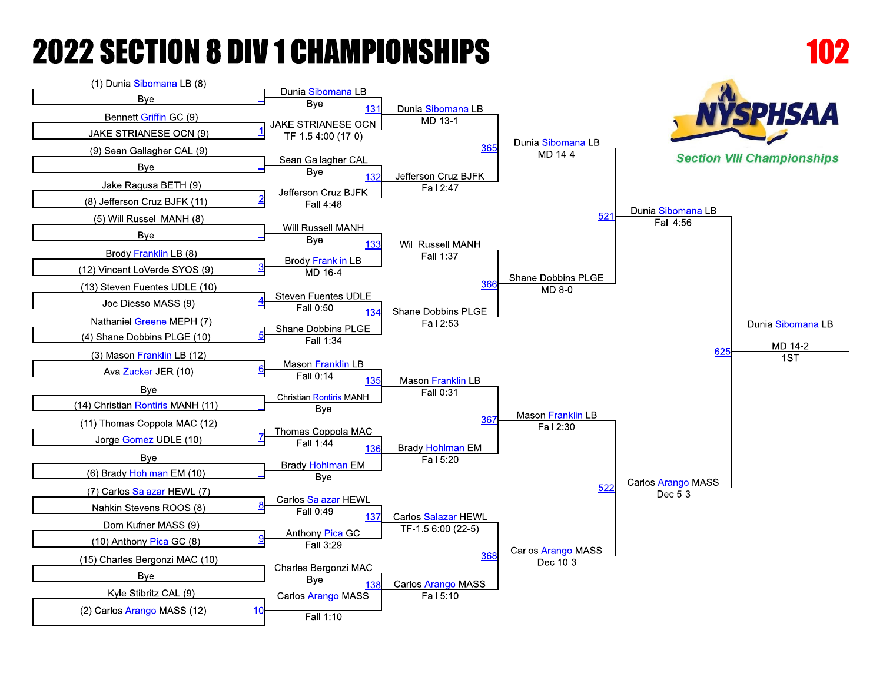# 2022 SECTION 8 DIV 1 CHAMPIONSHIPS

**102**

NYSPHSAA

*Section VIII Championships*

## First Round

| Bout | Wrestler 1 | Wrestler 2 | Winner | Result |
|---|---|---|---|---|
| – | (1) Dunia Sibomana LB (8) | Bye | Dunia Sibomana LB | Bye |
| 1 | Bennett Griffin GC (9) | JAKE STRIANESE OCN (9) | JAKE STRIANESE OCN | TF-1.5 4:00 (17-0) |
| – | (9) Sean Gallagher CAL (9) | Bye | Sean Gallagher CAL | Bye |
| 2 | Jake Ragusa BETH (9) | (8) Jefferson Cruz BJFK (11) | Jefferson Cruz BJFK | Fall 4:48 |
| – | (5) Will Russell MANH (8) | Bye | Will Russell MANH | Bye |
| 3 | Brody Franklin LB (8) | (12) Vincent LoVerde SYOS (9) | Brody Franklin LB | MD 16-4 |
| 4 | (13) Steven Fuentes UDLE (10) | Joe Diesso MASS (9) | Steven Fuentes UDLE | Fall 0:50 |
| 5 | Nathaniel Greene MEPH (7) | (4) Shane Dobbins PLGE (10) | Shane Dobbins PLGE | Fall 1:34 |
| 6 | (3) Mason Franklin LB (12) | Ava Zucker JER (10) | Mason Franklin LB | Fall 0:14 |
| – | Bye | (14) Christian Rontiris MANH (11) | Christian Rontiris MANH | Bye |
| 7 | (11) Thomas Coppola MAC (12) | Jorge Gomez UDLE (10) | Thomas Coppola MAC | Fall 1:44 |
| – | Bye | (6) Brady Hohlman EM (10) | Brady Hohlman EM | Bye |
| 8 | (7) Carlos Salazar HEWL (7) | Nahkin Stevens ROOS (8) | Carlos Salazar HEWL | Fall 0:49 |
| 9 | Dom Kufner MASS (9) | (10) Anthony Pica GC (8) | Anthony Pica GC | Fall 3:29 |
| – | (15) Charles Bergonzi MAC (10) | Bye | Charles Bergonzi MAC | Bye |
| 10 | Kyle Stibritz CAL (9) | (2) Carlos Arango MASS (12) | Carlos Arango MASS | Fall 1:10 |

## Second Round

| Bout | Winner | Result |
|---|---|---|
| 131 | Dunia Sibomana LB | MD 13-1 |
| 132 | Jefferson Cruz BJFK | Fall 2:47 |
| 133 | Will Russell MANH | Fall 1:37 |
| 134 | Shane Dobbins PLGE | Fall 2:53 |
| 135 | Mason Franklin LB | Fall 0:31 |
| 136 | Brady Hohlman EM | Fall 5:20 |
| 137 | Carlos Salazar HEWL | TF-1.5 6:00 (22-5) |
| 138 | Carlos Arango MASS | Fall 5:10 |

## Quarterfinals

| Bout | Winner | Result |
|---|---|---|
| 365 | Dunia Sibomana LB | MD 14-4 |
| 366 | Shane Dobbins PLGE | MD 8-0 |
| 367 | Mason Franklin LB | Fall 2:30 |
| 368 | Carlos Arango MASS | Dec 10-3 |

## Semifinals

| Bout | Winner | Result |
|---|---|---|
| 521 | Dunia Sibomana LB | Fall 4:56 |
| 522 | Carlos Arango MASS | Dec 5-3 |

## Final

| Bout | Winner | Result | Place |
|---|---|---|---|
| 625 | Dunia Sibomana LB | MD 14-2 | 1ST |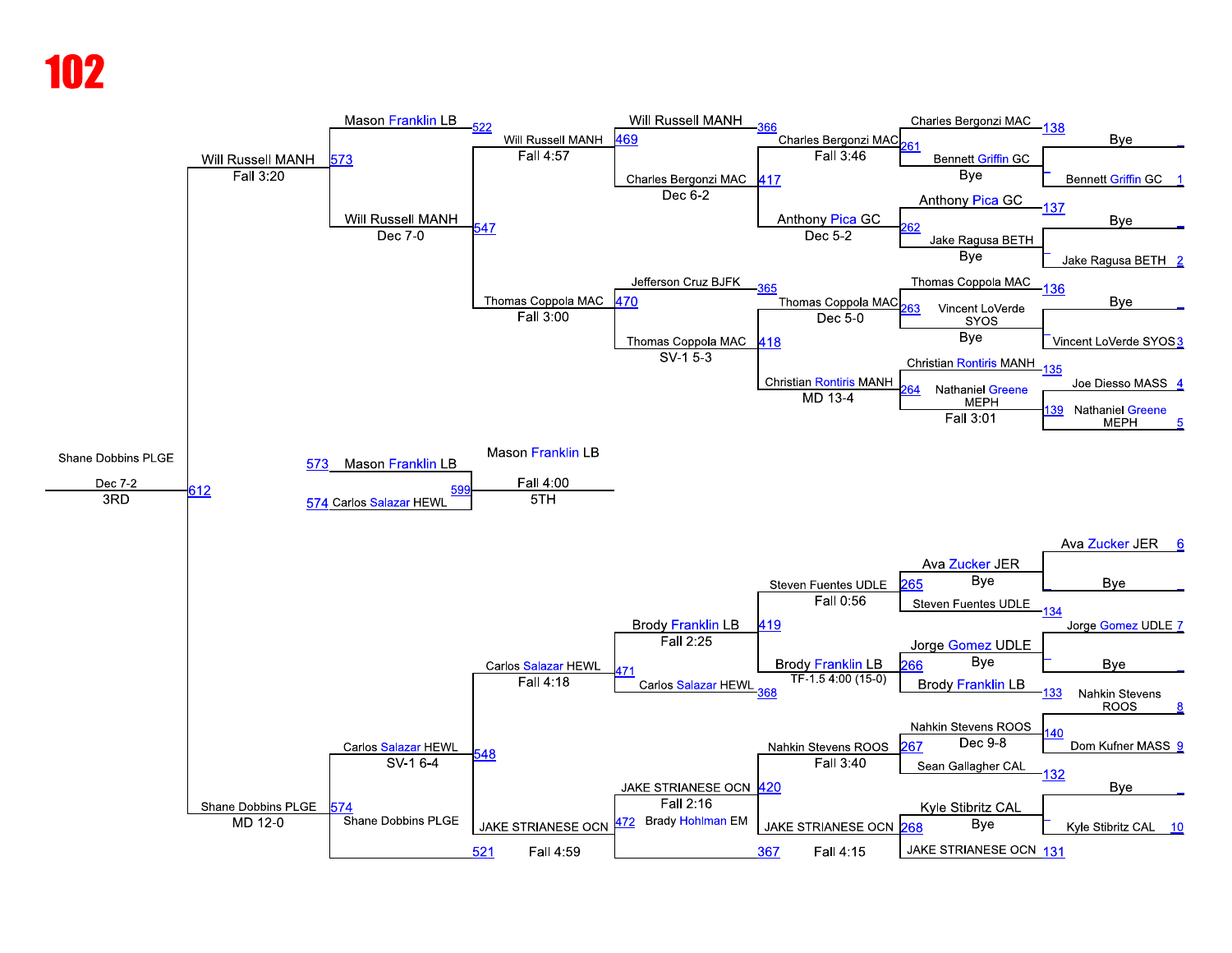# 102

## Championship Bracket (Right Side – Early Rounds)

| Bout | Wrestler A | Wrestler B | Winner | Result |
|---|---|---|---|---|
| 1 | Bye | Bennett Griffin GC | Bennett Griffin GC | Bye |
| 138 | Charles Bergonzi MAC | Bennett Griffin GC | Charles Bergonzi MAC | Fall 3:46 (261) |
| 2 | Bye | Jake Ragusa BETH | Jake Ragusa BETH | Bye |
| 137 | Anthony Pica GC | Jake Ragusa BETH | Anthony Pica GC | Dec 5-2 (262) |
| 261/262 | Charles Bergonzi MAC | Anthony Pica GC | Charles Bergonzi MAC | (417) |
| 3 | Bye | Vincent LoVerde SYOS | Vincent LoVerde SYOS | Bye |
| 136 | Thomas Coppola MAC | Vincent LoVerde SYOS | Thomas Coppola MAC | Dec 5-0 (263) |
| 4/5 (139) | Joe Diesso MASS | Nathaniel Greene MEPH | Nathaniel Greene MEPH | Fall 3:01 |
| 135 | Christian Rontiris MANH | Nathaniel Greene MEPH | Christian Rontiris MANH | MD 13-4 (264) |
| 263/264 | Thomas Coppola MAC | Christian Rontiris MANH | Thomas Coppola MAC | (418) |
| 6 | Ava Zucker JER | Bye | Ava Zucker JER | Bye |
| 134 | Ava Zucker JER | Steven Fuentes UDLE | Steven Fuentes UDLE | Fall 0:56 (265) |
| 7 | Jorge Gomez UDLE | Bye | Jorge Gomez UDLE | Bye |
| 133 | Jorge Gomez UDLE | Brody Franklin LB | Brody Franklin LB | TF-1.5 4:00 (15-0) (266) |
| 265/266 | Steven Fuentes UDLE | Brody Franklin LB | Brody Franklin LB | Fall 2:25 (419) |
| 8/9 (140) | Nahkin Stevens ROOS | Dom Kufner MASS | Nahkin Stevens ROOS | Dec 9-8 |
| 132 | Nahkin Stevens ROOS | Sean Gallagher CAL | Nahkin Stevens ROOS | Fall 3:40 (267) |
| 10 | Bye | Kyle Stibritz CAL | Kyle Stibritz CAL | Bye |
| 131 | Kyle Stibritz CAL | JAKE STRIANESE OCN | JAKE STRIANESE OCN | Fall 4:15 (268) |
| 267/268 | Nahkin Stevens ROOS | JAKE STRIANESE OCN | JAKE STRIANESE OCN | (420) |

## Consolation / Championship Rounds

| Bout | Wrestler A | Wrestler B | Winner | Result |
|---|---|---|---|---|
| 366 | Will Russell MANH | Charles Bergonzi MAC | Charles Bergonzi MAC | Dec 6-2 (417) |
| 469 | Will Russell MANH | Charles Bergonzi MAC | Will Russell MANH | Fall 4:57 |
| 365 | Jefferson Cruz BJFK | Thomas Coppola MAC | Thomas Coppola MAC | SV-1 5-3 (418) |
| 470 | Thomas Coppola MAC | | Thomas Coppola MAC | Fall 3:00 |
| 522 | Mason Franklin LB | Will Russell MANH | Will Russell MANH | Dec 7-0 (547) |
| 573 | Mason Franklin LB | Will Russell MANH | Will Russell MANH | Fall 3:20 |
| 368 | Brody Franklin LB | Carlos Salazar HEWL | Carlos Salazar HEWL | (471) |
| 471 | Carlos Salazar HEWL | | Carlos Salazar HEWL | Fall 4:18 |
| 367 | JAKE STRIANESE OCN | Brady Hohlman EM | JAKE STRIANESE OCN | Fall 2:16 |
| 472 | JAKE STRIANESE OCN | | JAKE STRIANESE OCN | |
| 548 | Carlos Salazar HEWL | JAKE STRIANESE OCN | Carlos Salazar HEWL | SV-1 6-4 |
| 521 | Shane Dobbins PLGE | | Shane Dobbins PLGE | Fall 4:59 |
| 574 | Carlos Salazar HEWL | Shane Dobbins PLGE | Shane Dobbins PLGE | MD 12-0 |

## Placement Bouts

| Bout | Wrestler A | Wrestler B | Winner | Result | Place |
|---|---|---|---|---|---|
| 612 | Will Russell MANH | Shane Dobbins PLGE | Shane Dobbins PLGE | Dec 7-2 | 3RD |
| 599 | Mason Franklin LB (573) | Carlos Salazar HEWL (574) | Mason Franklin LB | Fall 4:00 | 5TH |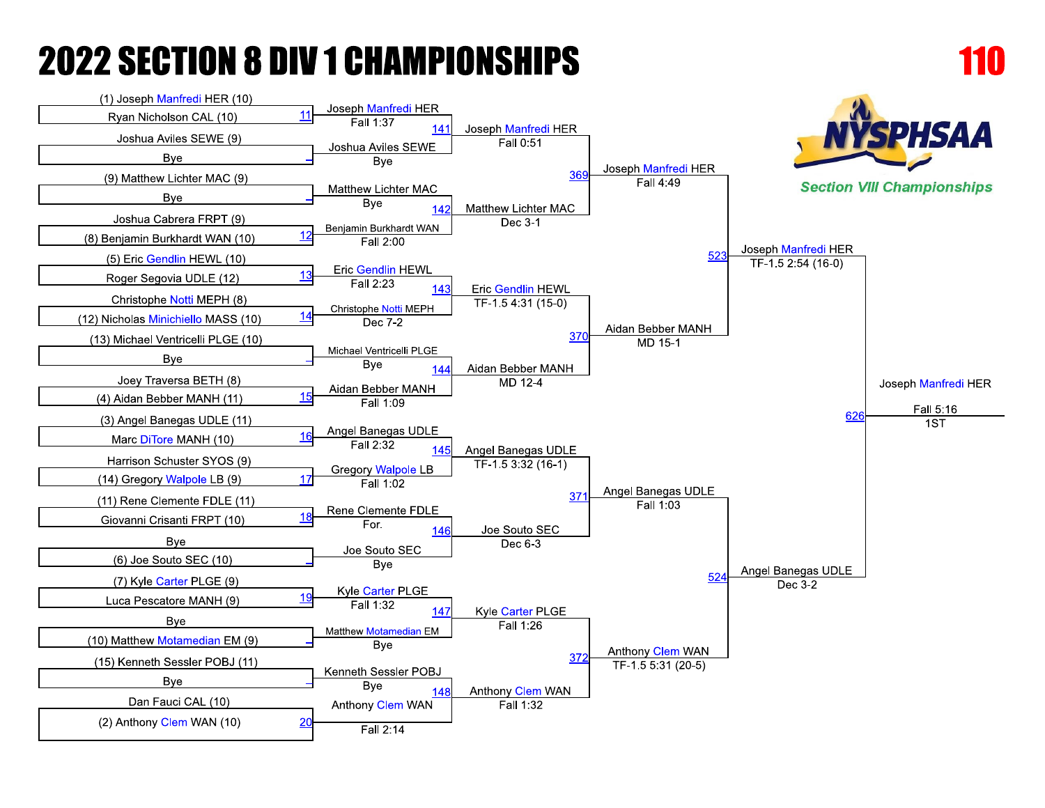# 2022 SECTION 8 DIV 1 CHAMPIONSHIPS

**110**

NYSPHSAA

*Section VIII Championships*

## First Round

| Bout | Wrestler 1 | Wrestler 2 | Winner | Result |
|---|---|---|---|---|
| 11 | (1) Joseph Manfredi HER (10) | Ryan Nicholson CAL (10) | Joseph Manfredi HER | Fall 1:37 |
| – | Joshua Aviles SEWE (9) | Bye | Joshua Aviles SEWE | Bye |
| – | (9) Matthew Lichter MAC (9) | Bye | Matthew Lichter MAC | Bye |
| 12 | Joshua Cabrera FRPT (9) | (8) Benjamin Burkhardt WAN (10) | Benjamin Burkhardt WAN | Fall 2:00 |
| 13 | (5) Eric Gendlin HEWL (10) | Roger Segovia UDLE (12) | Eric Gendlin HEWL | Fall 2:23 |
| 14 | Christophe Notti MEPH (8) | (12) Nicholas Minichiello MASS (10) | Christophe Notti MEPH | Dec 7-2 |
| – | (13) Michael Ventricelli PLGE (10) | Bye | Michael Ventricelli PLGE | Bye |
| 15 | Joey Traversa BETH (8) | (4) Aidan Bebber MANH (11) | Aidan Bebber MANH | Fall 1:09 |
| 16 | (3) Angel Banegas UDLE (11) | Marc DiTore MANH (10) | Angel Banegas UDLE | Fall 2:32 |
| 17 | Harrison Schuster SYOS (9) | (14) Gregory Walpole LB (9) | Gregory Walpole LB | Fall 1:02 |
| 18 | (11) Rene Clemente FDLE (11) | Giovanni Crisanti FRPT (10) | Rene Clemente FDLE | For. |
| – | Bye | (6) Joe Souto SEC (10) | Joe Souto SEC | Bye |
| 19 | (7) Kyle Carter PLGE (9) | Luca Pescatore MANH (9) | Kyle Carter PLGE | Fall 1:32 |
| – | Bye | (10) Matthew Motamedian EM (9) | Matthew Motamedian EM | Bye |
| – | (15) Kenneth Sessler POBJ (11) | Bye | Kenneth Sessler POBJ | Bye |
| 20 | Dan Fauci CAL (10) | (2) Anthony Clem WAN (10) | Anthony Clem WAN | Fall 2:14 |

## Second Round

| Bout | Winner | Result |
|---|---|---|
| 141 | Joseph Manfredi HER | Fall 0:51 |
| 142 | Matthew Lichter MAC | Dec 3-1 |
| 143 | Eric Gendlin HEWL | TF-1.5 4:31 (15-0) |
| 144 | Aidan Bebber MANH | MD 12-4 |
| 145 | Angel Banegas UDLE | TF-1.5 3:32 (16-1) |
| 146 | Joe Souto SEC | Dec 6-3 |
| 147 | Kyle Carter PLGE | Fall 1:26 |
| 148 | Anthony Clem WAN | Fall 1:32 |

## Quarterfinals

| Bout | Winner | Result |
|---|---|---|
| 369 | Joseph Manfredi HER | Fall 4:49 |
| 370 | Aidan Bebber MANH | MD 15-1 |
| 371 | Angel Banegas UDLE | Fall 1:03 |
| 372 | Anthony Clem WAN | TF-1.5 5:31 (20-5) |

## Semifinals

| Bout | Winner | Result |
|---|---|---|
| 523 | Joseph Manfredi HER | TF-1.5 2:54 (16-0) |
| 524 | Angel Banegas UDLE | Dec 3-2 |

## Final

| Bout | Winner | Result | Place |
|---|---|---|---|
| 626 | Joseph Manfredi HER | Fall 5:16 | 1ST |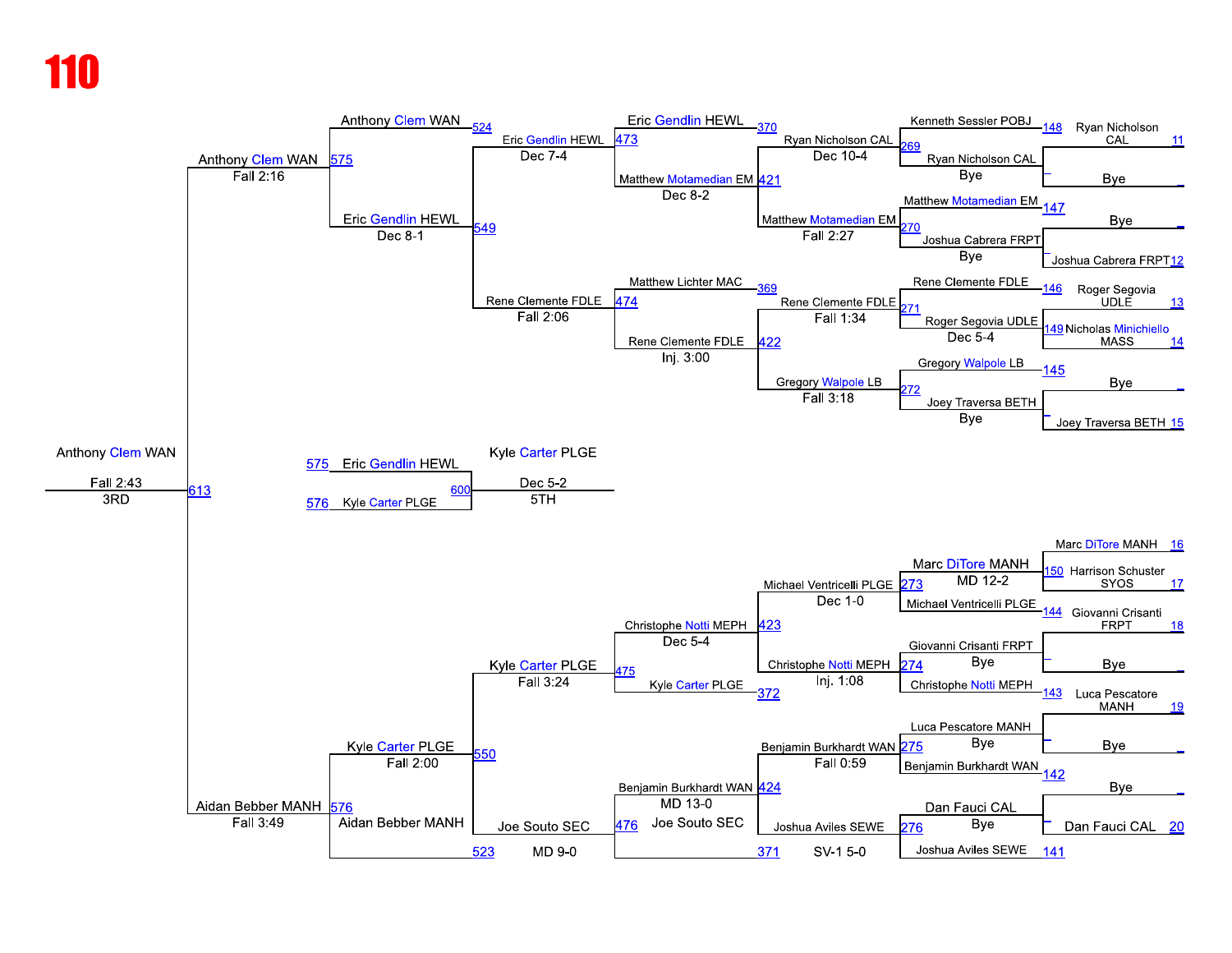# 110

**Top half of bracket**

- Ryan Nicholson CAL (11) vs Bye — 148 — Kenneth Sessler POBJ
- 148: Kenneth Sessler POBJ
- Ryan Nicholson CAL — Bye
- 269: Ryan Nicholson CAL — Dec 10-4
- Bye vs Joshua Cabrera FRPT (12) — 147
- 147: Matthew Motamedian EM
- Joshua Cabrera FRPT — Bye
- 270: Matthew Motamedian EM — Fall 2:27
- 370: Eric Gendlin HEWL
- 421: Matthew Motamedian EM — Dec 8-2
- 473: Eric Gendlin HEWL — Dec 7-4
- 524: Anthony Clem WAN
- 549: Eric Gendlin HEWL — Dec 8-1
- 575: Anthony Clem WAN — Fall 2:16

- Roger Segovia UDLE (13) vs Nicholas Minichiello MASS (14) — 149: Roger Segovia UDLE — Dec 5-4
- 146: Rene Clemente FDLE
- 271: Rene Clemente FDLE — Fall 1:34
- Bye vs Joey Traversa BETH (15) — 145: Gregory Walpole LB
- Joey Traversa BETH — Bye
- 272: Gregory Walpole LB — Fall 3:18
- 369: Matthew Lichter MAC
- 422: Rene Clemente FDLE — Inj. 3:00
- 474: Rene Clemente FDLE — Fall 2:06

**Final**

- 613: Anthony Clem WAN — Fall 2:43 — 3RD

**5th place**

- 575: Eric Gendlin HEWL
- 576: Kyle Carter PLGE
- 600: Kyle Carter PLGE — Dec 5-2 — 5TH

**Bottom half of bracket**

- Marc DiTore MANH (16) vs Harrison Schuster SYOS (17) — 150
- 273: Marc DiTore MANH — MD 12-2
- Giovanni Crisanti FRPT (18) vs Bye — 144: Michael Ventricelli PLGE
- Giovanni Crisanti FRPT — Bye
- 423: Michael Ventricelli PLGE — Dec 1-0
- Bye vs Luca Pescatore MANH (19) — 143: Christophe Notti MEPH
- 274: Christophe Notti MEPH — Inj. 1:08
- 475: Christophe Notti MEPH — Dec 5-4
- 372: Kyle Carter PLGE
- 550: Kyle Carter PLGE — Fall 3:24

- Luca Pescatore MANH — Bye
- Bye vs Benjamin Burkhardt WAN — 142
- 275: Benjamin Burkhardt WAN — Fall 0:59
- Bye vs Dan Fauci CAL (20)
- Dan Fauci CAL — Bye
- 141: Joshua Aviles SEWE
- 276: Joshua Aviles SEWE — SV-1 5-0
- 424: Benjamin Burkhardt WAN — MD 13-0
- 371: Joe Souto SEC
- 476: Joe Souto SEC — MD 9-0
- 523: Aidan Bebber MANH
- 576: Kyle Carter PLGE — Fall 2:00
- Aidan Bebber MANH — Fall 3:49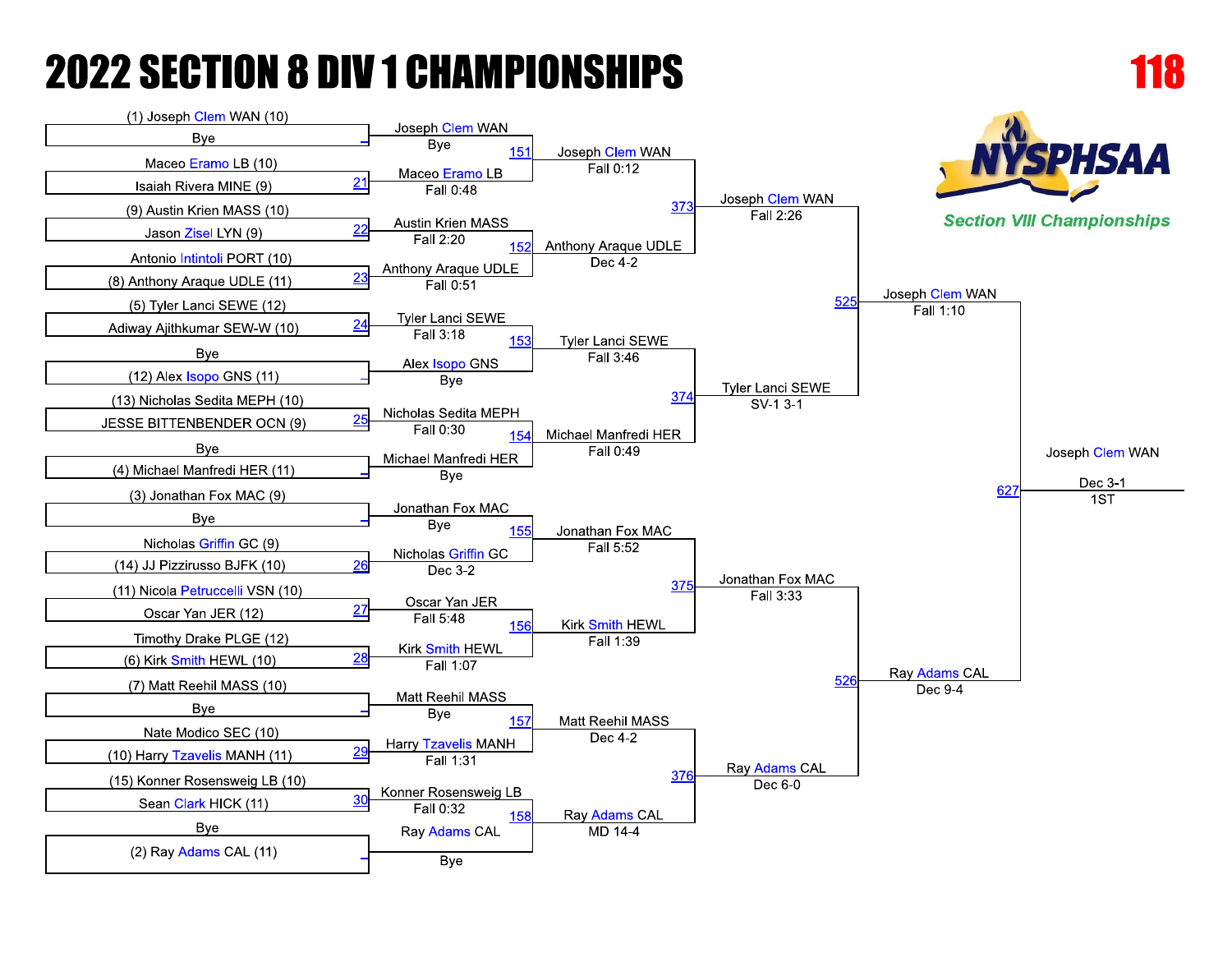# 2022 SECTION 8 DIV 1 CHAMPIONSHIPS

**118**

NYSPHSAA

*Section VIII Championships*

## First Round

| Bout | Wrestler | Opponent | Winner | Result |
|---|---|---|---|---|
| | (1) Joseph Clem WAN (10) | Bye | Joseph Clem WAN | Bye |
| 21 | Maceo Eramo LB (10) | Isaiah Rivera MINE (9) | Maceo Eramo LB | Fall 0:48 |
| 22 | (9) Austin Krien MASS (10) | Jason Zisel LYN (9) | Austin Krien MASS | Fall 2:20 |
| 23 | Antonio Intintoli PORT (10) | (8) Anthony Araque UDLE (11) | Anthony Araque UDLE | Fall 0:51 |
| 24 | (5) Tyler Lanci SEWE (12) | Adiway Ajithkumar SEW-W (10) | Tyler Lanci SEWE | Fall 3:18 |
| | Bye | (12) Alex Isopo GNS (11) | Alex Isopo GNS | Bye |
| 25 | (13) Nicholas Sedita MEPH (10) | JESSE BITTENBENDER OCN (9) | Nicholas Sedita MEPH | Fall 0:30 |
| | Bye | (4) Michael Manfredi HER (11) | Michael Manfredi HER | Bye |
| | (3) Jonathan Fox MAC (9) | Bye | Jonathan Fox MAC | Bye |
| 26 | Nicholas Griffin GC (9) | (14) JJ Pizzirusso BJFK (10) | Nicholas Griffin GC | Dec 3-2 |
| 27 | (11) Nicola Petruccelli VSN (10) | Oscar Yan JER (12) | Oscar Yan JER | Fall 5:48 |
| 28 | Timothy Drake PLGE (12) | (6) Kirk Smith HEWL (10) | Kirk Smith HEWL | Fall 1:07 |
| | (7) Matt Reehil MASS (10) | Bye | Matt Reehil MASS | Bye |
| 29 | Nate Modico SEC (10) | (10) Harry Tzavelis MANH (11) | Harry Tzavelis MANH | Fall 1:31 |
| 30 | (15) Konner Rosensweig LB (10) | Sean Clark HICK (11) | Konner Rosensweig LB | Fall 0:32 |
| | Bye | (2) Ray Adams CAL (11) | Ray Adams CAL | Bye |

## Quarterfinals

| Bout | Winner | Result |
|---|---|---|
| 151 | Joseph Clem WAN | Fall 0:12 |
| 152 | Anthony Araque UDLE | Dec 4-2 |
| 153 | Tyler Lanci SEWE | Fall 3:46 |
| 154 | Michael Manfredi HER | Fall 0:49 |
| 155 | Jonathan Fox MAC | Fall 5:52 |
| 156 | Kirk Smith HEWL | Fall 1:39 |
| 157 | Matt Reehil MASS | Dec 4-2 |
| 158 | Ray Adams CAL | MD 14-4 |

## Semifinals

| Bout | Winner | Result |
|---|---|---|
| 373 | Joseph Clem WAN | Fall 2:26 |
| 374 | Tyler Lanci SEWE | SV-1 3-1 |
| 375 | Jonathan Fox MAC | Fall 3:33 |
| 376 | Ray Adams CAL | Dec 6-0 |

## Finals

| Bout | Winner | Result |
|---|---|---|
| 525 | Joseph Clem WAN | Fall 1:10 |
| 526 | Ray Adams CAL | Dec 9-4 |

## Championship

| Bout | Winner | Result |
|---|---|---|
| 627 | Joseph Clem WAN | Dec 3-1 |

1ST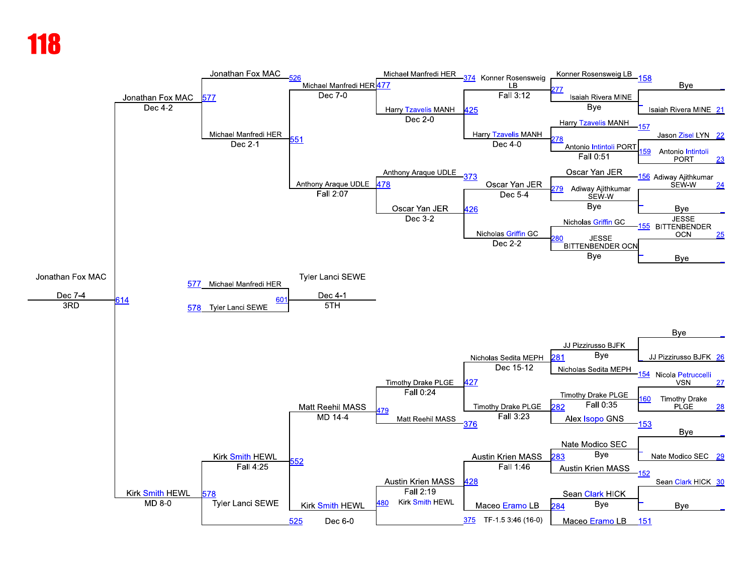# 118

## Consolation Bracket

### Round 1 (Top half)

| Bout | Wrestler 1 | Wrestler 2 | Winner | Result |
|---|---|---|---|---|
| 158 | Bye | Isaiah Rivera MINE (21) | Isaiah Rivera MINE | Bye |
| 157 | Jason Zisel LYN (22) | Antonio Intintoli PORT (23) | Harry Tzavelis MANH | |
| 159 | | | Antonio Intintoli PORT | Fall 0:51 |
| 156 | Adiway Ajithkumar SEW-W (24) | Bye | Adiway Ajithkumar SEW-W | Bye |
| 155 | JESSE BITTENBENDER OCN (25) | Bye | JESSE BITTENBENDER OCN | Bye |

### Round 2 (Top half)

| Bout | Wrestler 1 | Wrestler 2 | Winner | Result |
|---|---|---|---|---|
| 277 | Konner Rosensweig LB | Isaiah Rivera MINE | Konner Rosensweig LB | Fall 3:12 |
| 278 | Harry Tzavelis MANH | Antonio Intintoli PORT | Harry Tzavelis MANH | Dec 4-0 |
| 279 | Oscar Yan JER | Adiway Ajithkumar SEW-W | Oscar Yan JER | Dec 5-4 |
| 280 | Nicholas Griffin GC | JESSE BITTENBENDER OCN | Nicholas Griffin GC | Dec 2-2 |

### Round 3 (Top half)

| Bout | Wrestler 1 | Wrestler 2 | Winner | Result |
|---|---|---|---|---|
| 425 | Konner Rosensweig LB (374 Michael Manfredi HER) | Harry Tzavelis MANH | Harry Tzavelis MANH | Dec 2-0 |
| 426 | Oscar Yan JER (373 Anthony Araque UDLE) | Nicholas Griffin GC | Oscar Yan JER | Dec 3-2 |

### Round 4 (Top half)

| Bout | Wrestler 1 | Wrestler 2 | Winner | Result |
|---|---|---|---|---|
| 477 | Michael Manfredi HER | Harry Tzavelis MANH | Michael Manfredi HER | Dec 7-0 |
| 478 | Anthony Araque UDLE | Oscar Yan JER | Anthony Araque UDLE | Fall 2:07 |

### Round 5 (Top half)

| Bout | Wrestler 1 | Wrestler 2 | Winner | Result |
|---|---|---|---|---|
| 551 | Michael Manfredi HER | Anthony Araque UDLE | Michael Manfredi HER | Dec 2-1 |
| 577 | Jonathan Fox MAC (526) | Michael Manfredi HER | Jonathan Fox MAC | Dec 4-2 |

### Round 1 (Bottom half)

| Bout | Wrestler 1 | Wrestler 2 | Winner | Result |
|---|---|---|---|---|
| | Bye | JJ Pizzirusso BJFK (26) | JJ Pizzirusso BJFK | Bye |
| 154 | Nicola Petruccelli VSN (27) | | Nicholas Sedita MEPH | |
| 160 | Nicola Petruccelli VSN (27) | Timothy Drake PLGE (28) | Timothy Drake PLGE | Fall 0:35 |
| 153 | | | Alex Isopo GNS | |
| | Bye | Nate Modico SEC (29) | Nate Modico SEC | Bye |
| 152 | Sean Clark HICK (30) | | Austin Krien MASS | |
| | Sean Clark HICK (30) | Bye | Sean Clark HICK | Bye |
| 151 | | | Maceo Eramo LB | |

### Round 2 (Bottom half)

| Bout | Wrestler 1 | Wrestler 2 | Winner | Result |
|---|---|---|---|---|
| 281 | JJ Pizzirusso BJFK | Nicholas Sedita MEPH | Nicholas Sedita MEPH | Bye |
| 282 | Timothy Drake PLGE | Alex Isopo GNS | Timothy Drake PLGE | Fall 0:35 |
| 283 | Nate Modico SEC | Austin Krien MASS | Austin Krien MASS | Bye |
| 284 | Sean Clark HICK | Maceo Eramo LB | Maceo Eramo LB | Bye |

### Round 3 (Bottom half)

| Bout | Wrestler 1 | Wrestler 2 | Winner | Result |
|---|---|---|---|---|
| 427 | Nicholas Sedita MEPH | Timothy Drake PLGE | Nicholas Sedita MEPH / Timothy Drake PLGE | Dec 15-12 / Fall 3:23 |
| 428 | Austin Krien MASS | Maceo Eramo LB | Austin Krien MASS | Fall 1:46 |
| 375 | | | Maceo Eramo LB | TF-1.5 3:46 (16-0) |

### Round 4 (Bottom half)

| Bout | Wrestler 1 | Wrestler 2 | Winner | Result |
|---|---|---|---|---|
| 479 | Timothy Drake PLGE | Matt Reehil MASS (376) | Timothy Drake PLGE | Fall 0:24 |
| 480 | Austin Krien MASS | Kirk Smith HEWL | Austin Krien MASS | Fall 2:19 |

### Round 5 (Bottom half)

| Bout | Wrestler 1 | Wrestler 2 | Winner | Result |
|---|---|---|---|---|
| 552 | Matt Reehil MASS | Kirk Smith HEWL | Matt Reehil MASS / Kirk Smith HEWL | MD 14-4 / Dec 6-0 |
| 578 | Kirk Smith HEWL | Tyler Lanci SEWE (525) | Kirk Smith HEWL | Fall 4:25 |

### 3rd Place

| Bout | Wrestler 1 | Wrestler 2 | Winner | Result |
|---|---|---|---|---|
| 614 | Jonathan Fox MAC (577, Dec 4-2) | Kirk Smith HEWL (578, MD 8-0) | Jonathan Fox MAC | Dec 7-4 — 3RD |

### 5th Place

| Bout | Wrestler 1 | Wrestler 2 | Winner | Result |
|---|---|---|---|---|
| 601 | Michael Manfredi HER (577) | Tyler Lanci SEWE (578) | Tyler Lanci SEWE | Dec 4-1 — 5TH |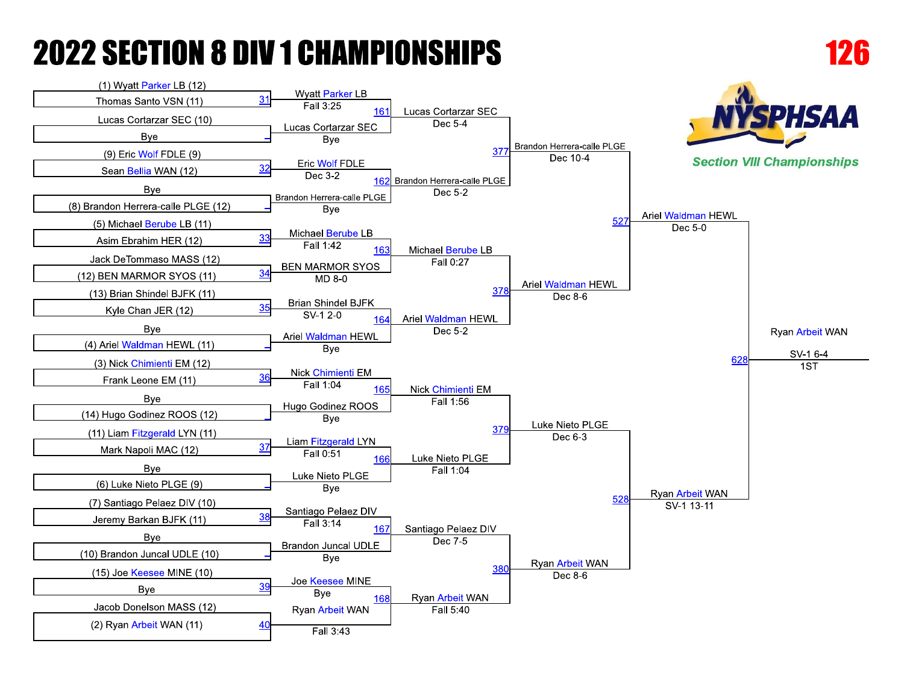# 2022 SECTION 8 DIV 1 CHAMPIONSHIPS

## 126

NYSPHSAA

*Section VIII Championships*

### First Round

| Bout | Wrestler 1 | Wrestler 2 | Winner | Result |
|---|---|---|---|---|
| 31 | (1) Wyatt Parker LB (12) | Thomas Santo VSN (11) | Wyatt Parker LB | Fall 3:25 |
| _ | Lucas Cortarzar SEC (10) | Bye | Lucas Cortarzar SEC | Bye |
| 32 | (9) Eric Wolf FDLE (9) | Sean Bellia WAN (12) | Eric Wolf FDLE | Dec 3-2 |
| _ | Bye | (8) Brandon Herrera-calle PLGE (12) | Brandon Herrera-calle PLGE | Bye |
| 33 | (5) Michael Berube LB (11) | Asim Ebrahim HER (12) | Michael Berube LB | Fall 1:42 |
| 34 | Jack DeTommaso MASS (12) | (12) BEN MARMOR SYOS (11) | BEN MARMOR SYOS | MD 8-0 |
| 35 | (13) Brian Shindel BJFK (11) | Kyle Chan JER (12) | Brian Shindel BJFK | SV-1 2-0 |
| _ | Bye | (4) Ariel Waldman HEWL (11) | Ariel Waldman HEWL | Bye |
| 36 | (3) Nick Chimienti EM (12) | Frank Leone EM (11) | Nick Chimienti EM | Fall 1:04 |
| _ | Bye | (14) Hugo Godinez ROOS (12) | Hugo Godinez ROOS | Bye |
| 37 | (11) Liam Fitzgerald LYN (11) | Mark Napoli MAC (12) | Liam Fitzgerald LYN | Fall 0:51 |
| _ | Bye | (6) Luke Nieto PLGE (9) | Luke Nieto PLGE | Bye |
| 38 | (7) Santiago Pelaez DIV (10) | Jeremy Barkan BJFK (11) | Santiago Pelaez DIV | Fall 3:14 |
| _ | Bye | (10) Brandon Juncal UDLE (10) | Brandon Juncal UDLE | Bye |
| 39 | (15) Joe Keesee MINE (10) | Bye | Joe Keesee MINE | Bye |
| 40 | Jacob Donelson MASS (12) | (2) Ryan Arbeit WAN (11) | Ryan Arbeit WAN | Fall 3:43 |

### Second Round

| Bout | Winner | Result |
|---|---|---|
| 161 | Lucas Cortarzar SEC | Dec 5-4 |
| 162 | Brandon Herrera-calle PLGE | Dec 5-2 |
| 163 | Michael Berube LB | Fall 0:27 |
| 164 | Ariel Waldman HEWL | Dec 5-2 |
| 165 | Nick Chimienti EM | Fall 1:56 |
| 166 | Luke Nieto PLGE | Fall 1:04 |
| 167 | Santiago Pelaez DIV | Dec 7-5 |
| 168 | Ryan Arbeit WAN | Fall 5:40 |

### Quarterfinals

| Bout | Winner | Result |
|---|---|---|
| 377 | Brandon Herrera-calle PLGE | Dec 10-4 |
| 378 | Ariel Waldman HEWL | Dec 8-6 |
| 379 | Luke Nieto PLGE | Dec 6-3 |
| 380 | Ryan Arbeit WAN | Dec 8-6 |

### Semifinals

| Bout | Winner | Result |
|---|---|---|
| 527 | Ariel Waldman HEWL | Dec 5-0 |
| 528 | Ryan Arbeit WAN | SV-1 13-11 |

### Final

| Bout | Winner | Result | Place |
|---|---|---|---|
| 628 | Ryan Arbeit WAN | SV-1 6-4 | 1ST |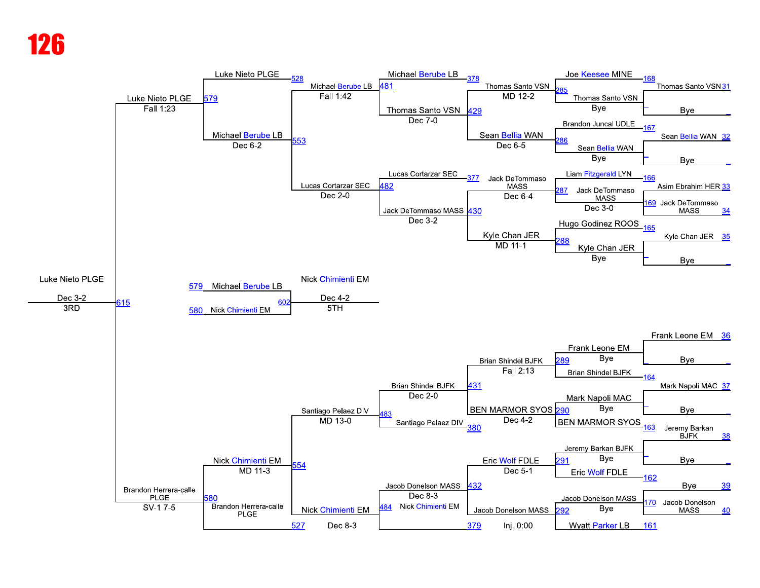# 126

## Consolation Bracket

### Top Half

**First round (right side)**

| Bout | Wrestler | Bout | Wrestler |
| --- | --- | --- | --- |
| 168 | Joe Keesee MINE | 31 | Thomas Santo VSN |
| | Thomas Santo VSN — Bye | | Bye |
| 167 | Brandon Juncal UDLE | 32 | Sean Bellia WAN |
| | Sean Bellia WAN — Bye | | Bye |
| 166 | Liam Fitzgerald LYN | 33 | Asim Ebrahim HER |
| | Jack DeTommaso MASS — Dec 3-0 | 34 (169) | Jack DeTommaso MASS |
| 165 | Hugo Godinez ROOS | 35 | Kyle Chan JER |
| | Kyle Chan JER — Bye | | Bye |

**Next rounds**

| Bout | Winner | Result |
| --- | --- | --- |
| 285 | Thomas Santo VSN | MD 12-2 |
| 286 | Sean Bellia WAN | Dec 6-5 |
| 287 | Jack DeTommaso MASS | Dec 6-4 |
| 288 | Kyle Chan JER | MD 11-1 |
| 378 | Michael Berube LB (vs. Thomas Santo VSN) | |
| 429 | Thomas Santo VSN | Dec 7-0 |
| 377 | Lucas Cortarzar SEC (vs. Jack DeTommaso MASS) | |
| 430 | Jack DeTommaso MASS | Dec 3-2 |
| 481 | Michael Berube LB | Fall 1:42 |
| 482 | Lucas Cortarzar SEC | Dec 2-0 |
| 528 | Luke Nieto PLGE (vs. Michael Berube LB) | |
| 553 | Michael Berube LB | Dec 6-2 |
| 579 | Luke Nieto PLGE | Fall 1:23 |

### Bottom Half

**First round (right side)**

| Bout | Wrestler | Bout | Wrestler |
| --- | --- | --- | --- |
| | Frank Leone EM — Bye | 36 | Frank Leone EM |
| | | | Bye |
| 164 | Brian Shindel BJFK | 37 | Mark Napoli MAC |
| | Mark Napoli MAC — Bye | | Bye |
| 163 | BEN MARMOR SYOS | 38 | Jeremy Barkan BJFK |
| | Jeremy Barkan BJFK — Bye | | Bye |
| 162 | Eric Wolf FDLE | 39 | Bye |
| | Jacob Donelson MASS — Bye | 40 (170) | Jacob Donelson MASS |
| 161 | Wyatt Parker LB | | |

**Next rounds**

| Bout | Winner | Result |
| --- | --- | --- |
| 289 | Brian Shindel BJFK | Fall 2:13 |
| 290 | BEN MARMOR SYOS | Dec 4-2 |
| 291 | Eric Wolf FDLE | Dec 5-1 |
| 292 | Jacob Donelson MASS | Inj. 0:00 |
| 431 | Brian Shindel BJFK | Dec 2-0 |
| 380 | Santiago Pelaez DIV | |
| 432 | Jacob Donelson MASS | Dec 8-3 |
| 379 | Nick Chimienti EM | |
| 483 | Santiago Pelaez DIV | MD 13-0 |
| 484 | Nick Chimienti EM | Dec 8-3 |
| 554 | Nick Chimienti EM | MD 11-3 |
| 527 | Brandon Herrera-calle PLGE | |
| 580 | Brandon Herrera-calle PLGE | SV-1 7-5 |

### 3rd Place

| Bout | Winner | Result |
| --- | --- | --- |
| 615 | Luke Nieto PLGE | Dec 3-2 — 3RD |

### 5th Place

| Bout | Wrestler |
| --- | --- |
| 579 | Michael Berube LB |
| 580 | Nick Chimienti EM |
| 602 | Nick Chimienti EM — Dec 4-2 — 5TH |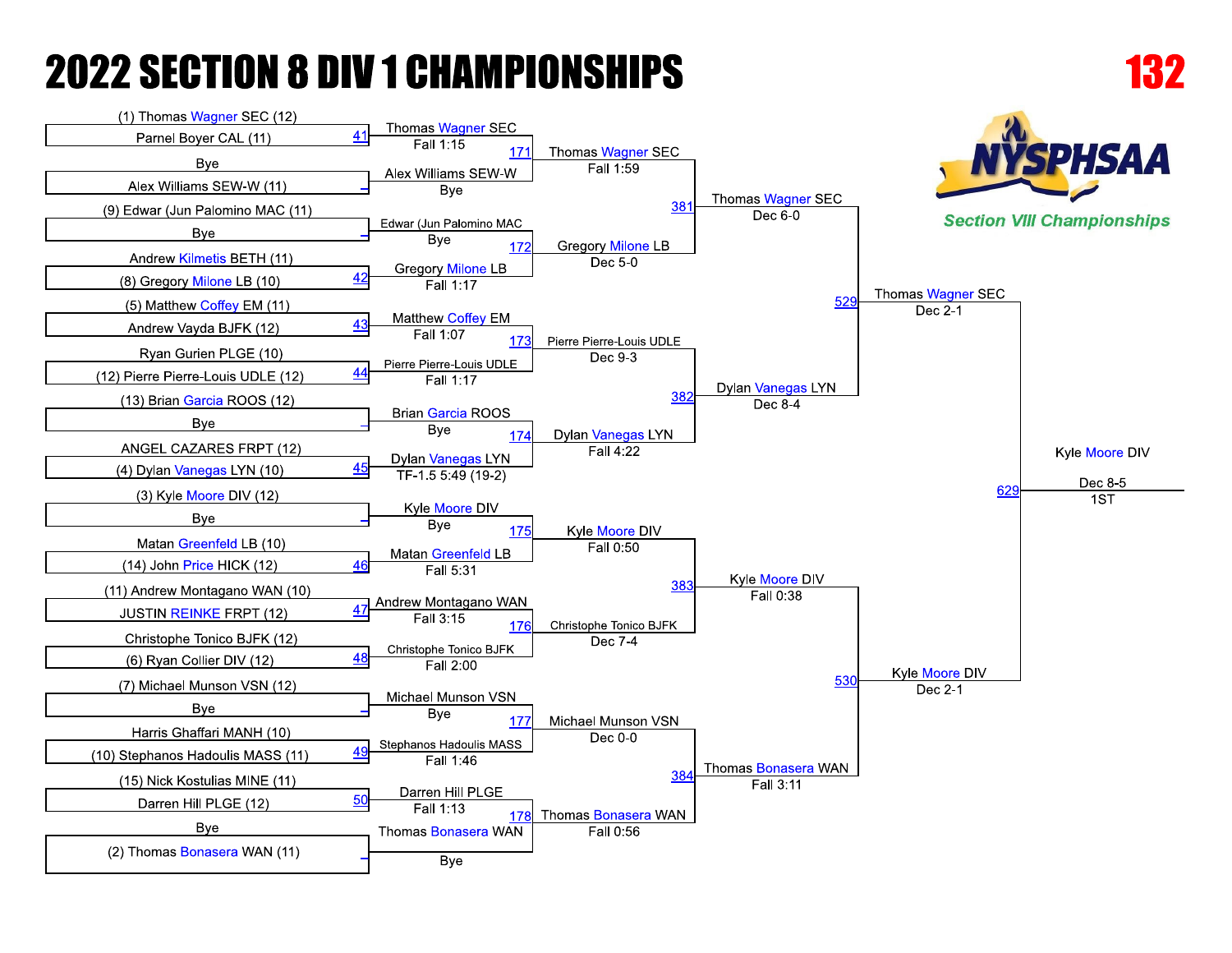# 2022 SECTION 8 DIV 1 CHAMPIONSHIPS

## 132

NYSPHSAA Section VIII Championships

### First Round

| Bout | Wrestler 1 | Wrestler 2 | Winner | Result |
|---|---|---|---|---|
| 41 | (1) Thomas Wagner SEC (12) | Parnel Boyer CAL (11) | Thomas Wagner SEC | Fall 1:15 |
| – | Bye | Alex Williams SEW-W (11) | Alex Williams SEW-W | Bye |
| – | (9) Edwar (Jun Palomino MAC (11) | Bye | Edwar (Jun Palomino MAC | Bye |
| 42 | Andrew Kilmetis BETH (11) | (8) Gregory Milone LB (10) | Gregory Milone LB | Fall 1:17 |
| 43 | (5) Matthew Coffey EM (11) | Andrew Vayda BJFK (12) | Matthew Coffey EM | Fall 1:07 |
| 44 | Ryan Gurien PLGE (10) | (12) Pierre Pierre-Louis UDLE (12) | Pierre Pierre-Louis UDLE | Fall 1:17 |
| – | (13) Brian Garcia ROOS (12) | Bye | Brian Garcia ROOS | Bye |
| 45 | ANGEL CAZARES FRPT (12) | (4) Dylan Vanegas LYN (10) | Dylan Vanegas LYN | TF-1.5 5:49 (19-2) |
| – | (3) Kyle Moore DIV (12) | Bye | Kyle Moore DIV | Bye |
| 46 | Matan Greenfeld LB (10) | (14) John Price HICK (12) | Matan Greenfeld LB | Fall 5:31 |
| 47 | (11) Andrew Montagano WAN (10) | JUSTIN REINKE FRPT (12) | Andrew Montagano WAN | Fall 3:15 |
| 48 | Christophe Tonico BJFK (12) | (6) Ryan Collier DIV (12) | Christophe Tonico BJFK | Fall 2:00 |
| – | (7) Michael Munson VSN (12) | Bye | Michael Munson VSN | Bye |
| 49 | Harris Ghaffari MANH (10) | (10) Stephanos Hadoulis MASS (11) | Stephanos Hadoulis MASS | Fall 1:46 |
| 50 | (15) Nick Kostulias MINE (11) | Darren Hill PLGE (12) | Darren Hill PLGE | Fall 1:13 |
| – | Bye | (2) Thomas Bonasera WAN (11) | Thomas Bonasera WAN | Bye |

### Second Round

| Bout | Winner | Result |
|---|---|---|
| 171 | Thomas Wagner SEC | Fall 1:59 |
| 172 | Gregory Milone LB | Dec 5-0 |
| 173 | Pierre Pierre-Louis UDLE | Dec 9-3 |
| 174 | Dylan Vanegas LYN | Fall 4:22 |
| 175 | Kyle Moore DIV | Fall 0:50 |
| 176 | Christophe Tonico BJFK | Dec 7-4 |
| 177 | Michael Munson VSN | Dec 0-0 |
| 178 | Thomas Bonasera WAN | Fall 0:56 |

### Quarterfinals

| Bout | Winner | Result |
|---|---|---|
| 381 | Thomas Wagner SEC | Dec 6-0 |
| 382 | Dylan Vanegas LYN | Dec 8-4 |
| 383 | Kyle Moore DIV | Fall 0:38 |
| 384 | Thomas Bonasera WAN | Fall 3:11 |

### Semifinals

| Bout | Winner | Result |
|---|---|---|
| 529 | Thomas Wagner SEC | Dec 2-1 |
| 530 | Kyle Moore DIV | Dec 2-1 |

### Final

| Bout | Winner | Result |
|---|---|---|
| 629 | Kyle Moore DIV | Dec 8-5 1ST |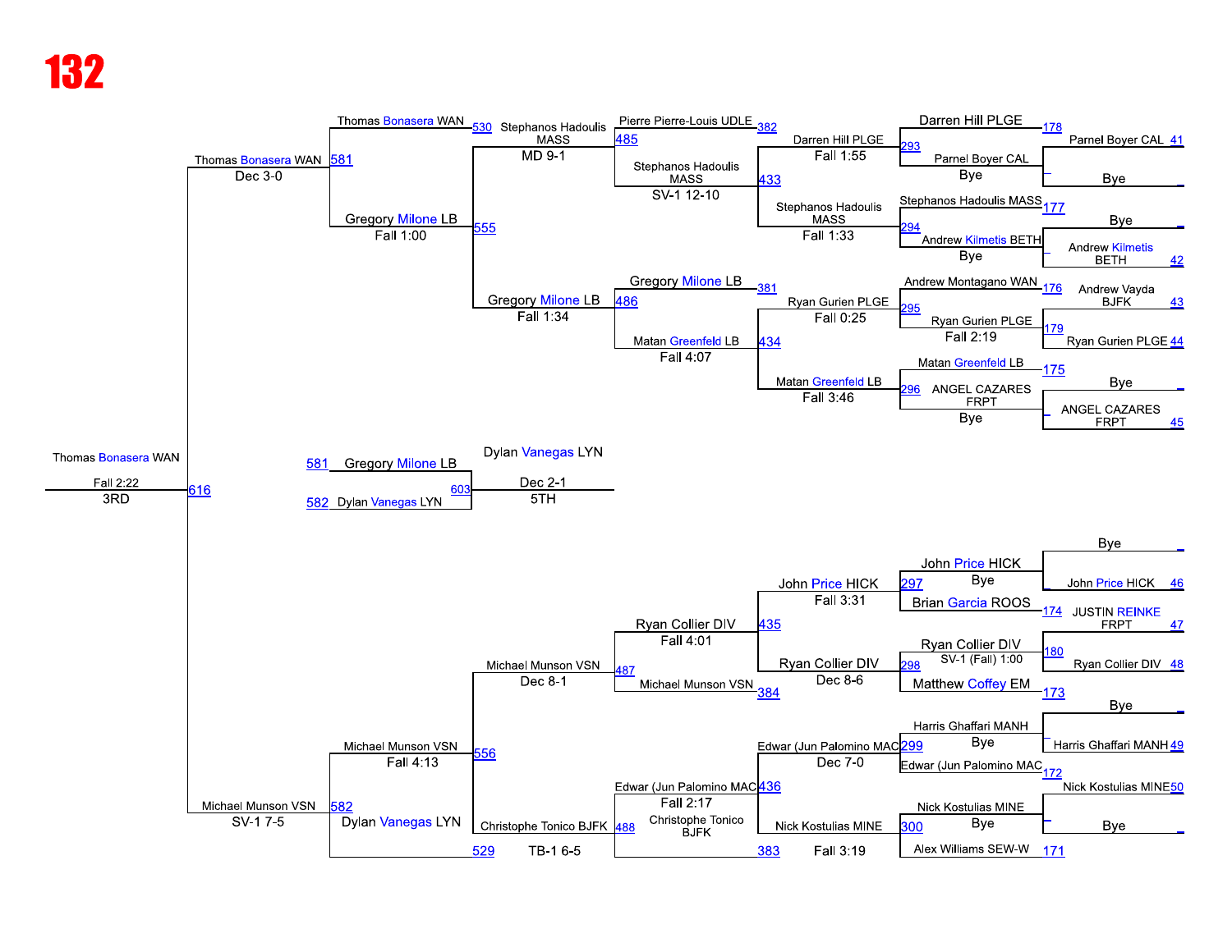# 132

## Consolation Bracket — Upper Half

**First round (bout numbers / seeds):**

| Bout | Wrestler A | Wrestler B | Winner |
|---|---|---|---|
| 41 / 178 | Parnel Boyer CAL | Bye | Parnel Boyer CAL (Bye) |
| 42 / 177 | Bye | Andrew Kilmetis BETH | Andrew Kilmetis BETH (Bye) |
| 43 / 44 / 176 / 179 | Andrew Vayda BJFK | Ryan Gurien PLGE | Ryan Gurien PLGE (Fall 2:19) |
| 45 / 175 | Bye | ANGEL CAZARES FRPT | ANGEL CAZARES FRPT (Bye) |

**Second round:**

| Bout | Wrestler A | Wrestler B | Winner / Result |
|---|---|---|---|
| 293 | Darren Hill PLGE | Parnel Boyer CAL | Darren Hill PLGE — Fall 1:55 |
| 294 | Stephanos Hadoulis MASS | Andrew Kilmetis BETH | Stephanos Hadoulis MASS — Fall 1:33 |
| 295 | Andrew Montagano WAN | Ryan Gurien PLGE | Ryan Gurien PLGE — Fall 0:25 |
| 296 | Matan Greenfeld LB | ANGEL CAZARES FRPT | Matan Greenfeld LB — Fall 3:46 |

**Third round:**

| Bout | Wrestler A | Wrestler B | Winner / Result |
|---|---|---|---|
| 433 | Pierre Pierre-Louis UDLE (382) | Stephanos Hadoulis MASS | Stephanos Hadoulis MASS — SV-1 12-10 |
| 434 | Gregory Milone LB (381) | Matan Greenfeld LB | Matan Greenfeld LB — Fall 4:07 |

**Fourth round:**

| Bout | Wrestler A | Wrestler B | Winner / Result |
|---|---|---|---|
| 485 | Thomas Bonasera WAN (530) | Stephanos Hadoulis MASS | Stephanos Hadoulis MASS — MD 9-1 |
| 486 | Gregory Milone LB | Matan Greenfeld LB | Gregory Milone LB — Fall 1:34 |
| 555 | Stephanos Hadoulis MASS | Gregory Milone LB | Gregory Milone LB — Fall 1:00 |
| 581 | Thomas Bonasera WAN | Gregory Milone LB | Thomas Bonasera WAN — Dec 3-0 |

## Consolation Bracket — Lower Half

**First round:**

| Bout | Wrestler A | Wrestler B | Winner |
|---|---|---|---|
| 46 / 297 | Bye | John Price HICK | John Price HICK (Bye) |
| 47 / 48 / 174 / 180 | JUSTIN REINKE FRPT | Ryan Collier DIV | Ryan Collier DIV — SV-1 (Fall) 1:00 |
| 49 / 299 | Bye | Harris Ghaffari MANH | Harris Ghaffari MANH (Bye) |
| 50 / 300 | Nick Kostulias MINE | Bye | Nick Kostulias MINE (Bye) |

**Second round:**

| Bout | Wrestler A | Wrestler B | Winner / Result |
|---|---|---|---|
| 297 | John Price HICK | Brian Garcia ROOS (174) | John Price HICK — Fall 3:31 |
| 298 | Ryan Collier DIV | Matthew Coffey EM (173) | Ryan Collier DIV — Dec 8-6 |
| 299 | Harris Ghaffari MANH | Edwar (Jun Palomino MAC (172) | Edwar (Jun Palomino MAC — Dec 7-0 |
| 300 | Nick Kostulias MINE | Alex Williams SEW-W (171) | Nick Kostulias MINE — Fall 3:19 |

**Third round:**

| Bout | Wrestler A | Wrestler B | Winner / Result |
|---|---|---|---|
| 435 | John Price HICK | Ryan Collier DIV | Ryan Collier DIV — Fall 4:01 |
| 436 | Edwar (Jun Palomino MAC | Nick Kostulias MINE | Edwar (Jun Palomino MAC — Fall 2:17 |

**Fourth round:**

| Bout | Wrestler A | Wrestler B | Winner / Result |
|---|---|---|---|
| 487 | Ryan Collier DIV | Michael Munson VSN (384) | Michael Munson VSN — Dec 8-1 |
| 488 | Edwar (Jun Palomino MAC | Christophe Tonico BJFK (383) | Christophe Tonico BJFK — TB-1 6-5 |
| 556 | Michael Munson VSN | Christophe Tonico BJFK | Michael Munson VSN — Fall 4:13 |
| 582 | Michael Munson VSN | Dylan Vanegas LYN (529) | Michael Munson VSN — SV-1 7-5 |

## Placement Matches

| Bout | Wrestler A | Wrestler B | Winner / Result | Place |
|---|---|---|---|---|
| 616 | Thomas Bonasera WAN | Michael Munson VSN | Thomas Bonasera WAN — Fall 2:22 | 3RD |
| 603 | Gregory Milone LB (581) | Dylan Vanegas LYN (582) | Dylan Vanegas LYN — Dec 2-1 | 5TH |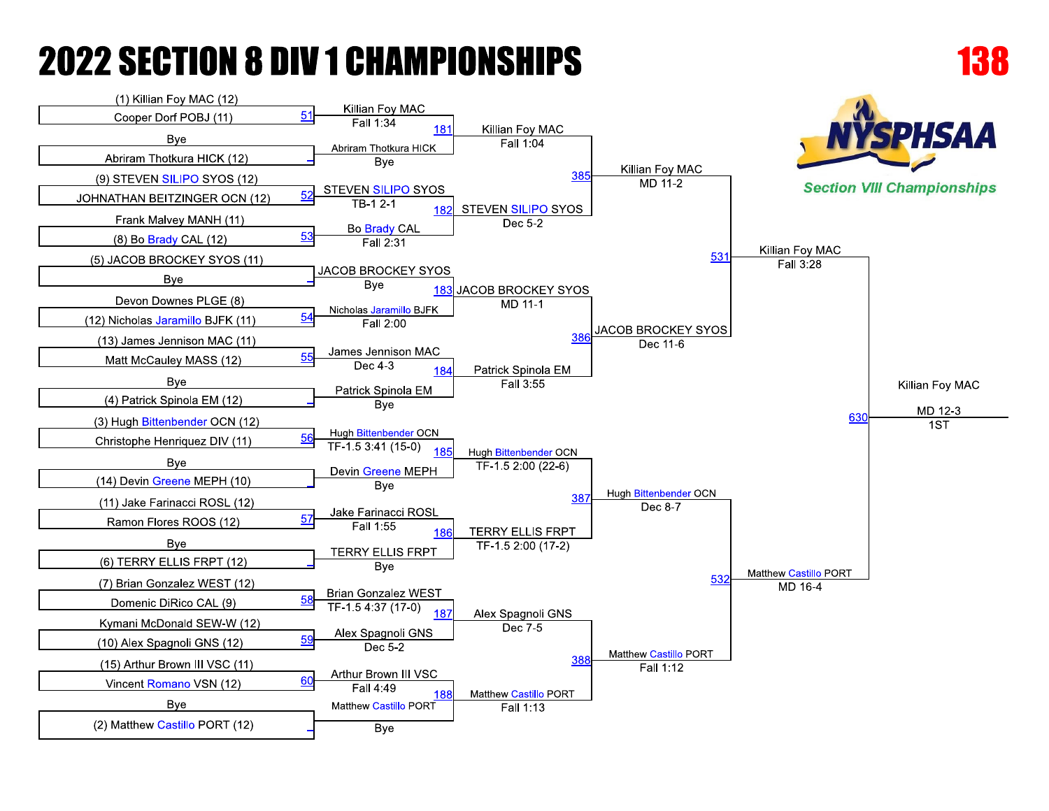# 2022 SECTION 8 DIV 1 CHAMPIONSHIPS

**138**

Section VIII Championships

## First Round

| Bout | Wrestler 1 | Wrestler 2 | Winner | Result |
|---|---|---|---|---|
| 51 | (1) Killian Foy MAC (12) | Cooper Dorf POBJ (11) | Killian Foy MAC | Fall 1:34 |
| | Bye | Abriram Thotkura HICK (12) | Abriram Thotkura HICK | Bye |
| 52 | (9) STEVEN SILIPO SYOS (12) | JOHNATHAN BEITZINGER OCN (12) | STEVEN SILIPO SYOS | TB-1 2-1 |
| 53 | Frank Malvey MANH (11) | (8) Bo Brady CAL (12) | Bo Brady CAL | Fall 2:31 |
| | (5) JACOB BROCKEY SYOS (11) | Bye | JACOB BROCKEY SYOS | Bye |
| 54 | Devon Downes PLGE (8) | (12) Nicholas Jaramillo BJFK (11) | Nicholas Jaramillo BJFK | Fall 2:00 |
| 55 | (13) James Jennison MAC (11) | Matt McCauley MASS (12) | James Jennison MAC | Dec 4-3 |
| | Bye | (4) Patrick Spinola EM (12) | Patrick Spinola EM | Bye |
| 56 | (3) Hugh Bittenbender OCN (12) | Christophe Henriquez DIV (11) | Hugh Bittenbender OCN | TF-1.5 3:41 (15-0) |
| | Bye | (14) Devin Greene MEPH (10) | Devin Greene MEPH | Bye |
| 57 | (11) Jake Farinacci ROSL (12) | Ramon Flores ROOS (12) | Jake Farinacci ROSL | Fall 1:55 |
| | Bye | (6) TERRY ELLIS FRPT (12) | TERRY ELLIS FRPT | Bye |
| 58 | (7) Brian Gonzalez WEST (12) | Domenic DiRico CAL (9) | Brian Gonzalez WEST | TF-1.5 4:37 (17-0) |
| 59 | Kymani McDonald SEW-W (12) | (10) Alex Spagnoli GNS (12) | Alex Spagnoli GNS | Dec 5-2 |
| 60 | (15) Arthur Brown III VSC (11) | Vincent Romano VSN (12) | Arthur Brown III VSC | Fall 4:49 |
| | Bye | (2) Matthew Castillo PORT (12) | Matthew Castillo PORT | Bye |

## Second Round

| Bout | Winner | Result |
|---|---|---|
| 181 | Killian Foy MAC | Fall 1:04 |
| 182 | STEVEN SILIPO SYOS | Dec 5-2 |
| 183 | JACOB BROCKEY SYOS | MD 11-1 |
| 184 | Patrick Spinola EM | Fall 3:55 |
| 185 | Hugh Bittenbender OCN | TF-1.5 2:00 (22-6) |
| 186 | TERRY ELLIS FRPT | TF-1.5 2:00 (17-2) |
| 187 | Alex Spagnoli GNS | Dec 7-5 |
| 188 | Matthew Castillo PORT | Fall 1:13 |

## Quarterfinals

| Bout | Winner | Result |
|---|---|---|
| 385 | Killian Foy MAC | MD 11-2 |
| 386 | JACOB BROCKEY SYOS | Dec 11-6 |
| 387 | Hugh Bittenbender OCN | Dec 8-7 |
| 388 | Matthew Castillo PORT | Fall 1:12 |

## Semifinals

| Bout | Winner | Result |
|---|---|---|
| 531 | Killian Foy MAC | Fall 3:28 |
| 532 | Matthew Castillo PORT | MD 16-4 |

## Final

| Bout | Winner | Result | Place |
|---|---|---|---|
| 630 | Killian Foy MAC | MD 12-3 | 1ST |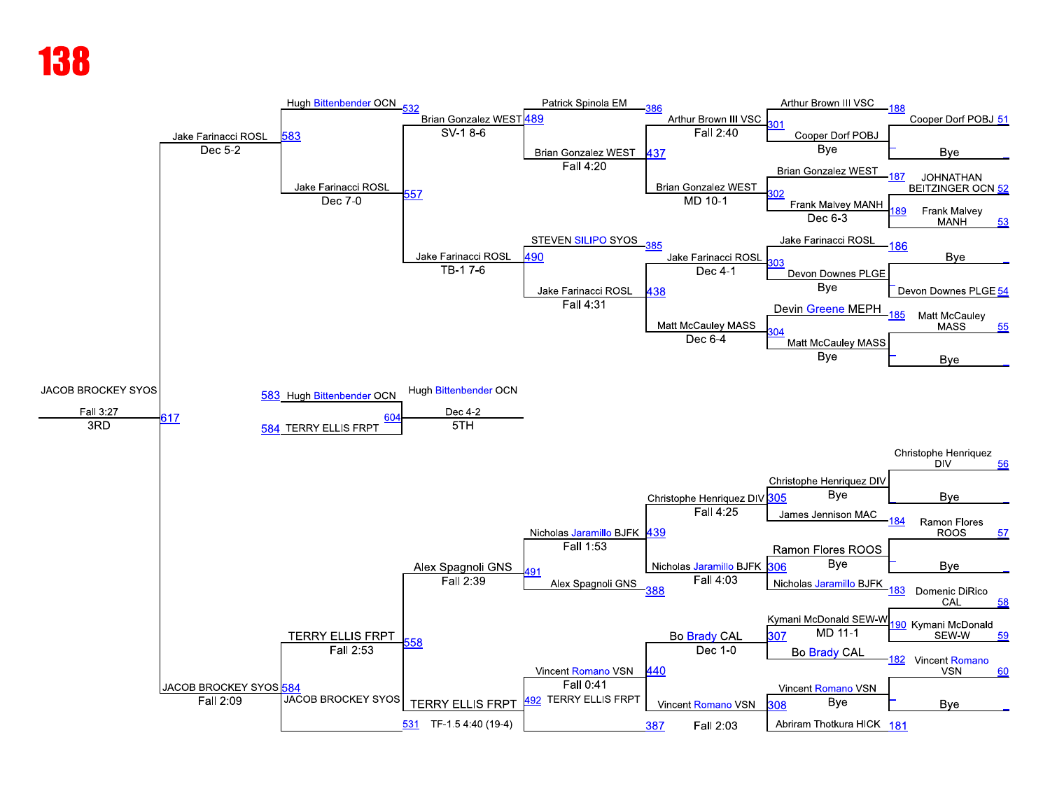# 138

## Consolation bracket (upper half)

| Round 1 | Match | Result |
|---|---|---|
| Cooper Dorf POBJ (51) vs Bye | 188 | Arthur Brown III VSC / Cooper Dorf POBJ — Bye |
| JOHNATHAN BEITZINGER OCN (52) vs Frank Malvey MANH (53) | 189 | Frank Malvey MANH — Dec 6-3 |
| Bye vs Devon Downes PLGE (54) | — | Devon Downes PLGE — Bye |
| Matt McCauley MASS (55) vs Bye | — | Matt McCauley MASS — Bye |

| Round | Match | Wrestlers | Winner / Result |
|---|---|---|---|
| 2 | 301 | Arthur Brown III VSC (188) vs Cooper Dorf POBJ | Arthur Brown III VSC — Fall 2:40 |
| 2 | 302 | Brian Gonzalez WEST (187) vs Frank Malvey MANH | Brian Gonzalez WEST — MD 10-1 |
| 2 | 303 | Jake Farinacci ROSL (186) vs Devon Downes PLGE | Jake Farinacci ROSL — Dec 4-1 |
| 2 | 304 | Devin Greene MEPH (185) vs Matt McCauley MASS | Matt McCauley MASS — Dec 6-4 |
| 3 | 437 | Patrick Spinola EM (386) vs Arthur Brown III VSC | Brian Gonzalez WEST — Fall 4:20 |
| 3 | 438 | STEVEN SILIPO SYOS (385) vs Jake Farinacci ROSL | Jake Farinacci ROSL — Fall 4:31 |
| 4 | 489 | Brian Gonzalez WEST | Brian Gonzalez WEST — SV-1 8-6 |
| 4 | 490 | Jake Farinacci ROSL | Jake Farinacci ROSL — TB-1 7-6 |
| 5 | 557 | Brian Gonzalez WEST vs Jake Farinacci ROSL | Jake Farinacci ROSL — Dec 7-0 |
| 6 | 583 | Hugh Bittenbender OCN (532) vs Jake Farinacci ROSL | Jake Farinacci ROSL — Dec 5-2 |

## Consolation bracket (lower half)

| Round 1 | Match | Result |
|---|---|---|
| Christophe Henriquez DIV (56) vs Bye | — | Christophe Henriquez DIV — Bye |
| Ramon Flores ROOS (57) vs Bye | — | Ramon Flores ROOS — Bye |
| Domenic DiRico CAL (58) vs Kymani McDonald SEW-W (59) | 190 | Kymani McDonald SEW-W — MD 11-1 |
| Vincent Romano VSN (60) vs Bye | — | Vincent Romano VSN — Bye |

| Round | Match | Wrestlers | Winner / Result |
|---|---|---|---|
| 2 | 305 | Christophe Henriquez DIV vs James Jennison MAC (184) | Christophe Henriquez DIV — Fall 4:25 |
| 2 | 306 | Ramon Flores ROOS vs Nicholas Jaramillo BJFK (183) | Nicholas Jaramillo BJFK — Fall 4:03 |
| 2 | 307 | Kymani McDonald SEW-W vs Bo Brady CAL (182) | Bo Brady CAL — Dec 1-0 |
| 2 | 308 | Vincent Romano VSN vs Abriram Thotkura HICK (181) | Vincent Romano VSN — Fall 2:03 |
| 3 | 439 | Christophe Henriquez DIV vs Nicholas Jaramillo BJFK | Nicholas Jaramillo BJFK — Fall 1:53 |
| 3 | 440 | Bo Brady CAL vs Vincent Romano VSN | Vincent Romano VSN — Fall 0:41 |
| 4 | 491 | Nicholas Jaramillo BJFK vs Alex Spagnoli GNS (388) | Alex Spagnoli GNS — Fall 2:39 |
| 4 | 492 | Vincent Romano VSN vs TERRY ELLIS FRPT (387) | TERRY ELLIS FRPT |
| 5 | 558 | Alex Spagnoli GNS vs TERRY ELLIS FRPT | TERRY ELLIS FRPT — Fall 2:53 |
| 6 | 584 | TERRY ELLIS FRPT vs JACOB BROCKEY SYOS (531) | JACOB BROCKEY SYOS — Fall 2:09 |

TF-1.5 4:40 (19-4)

## 3rd Place

617: Jake Farinacci ROSL (583) vs JACOB BROCKEY SYOS (584) — JACOB BROCKEY SYOS, Fall 3:27 — 3RD

## 5th Place

604: Hugh Bittenbender OCN (583) vs TERRY ELLIS FRPT (584) — Hugh Bittenbender OCN, Dec 4-2 — 5TH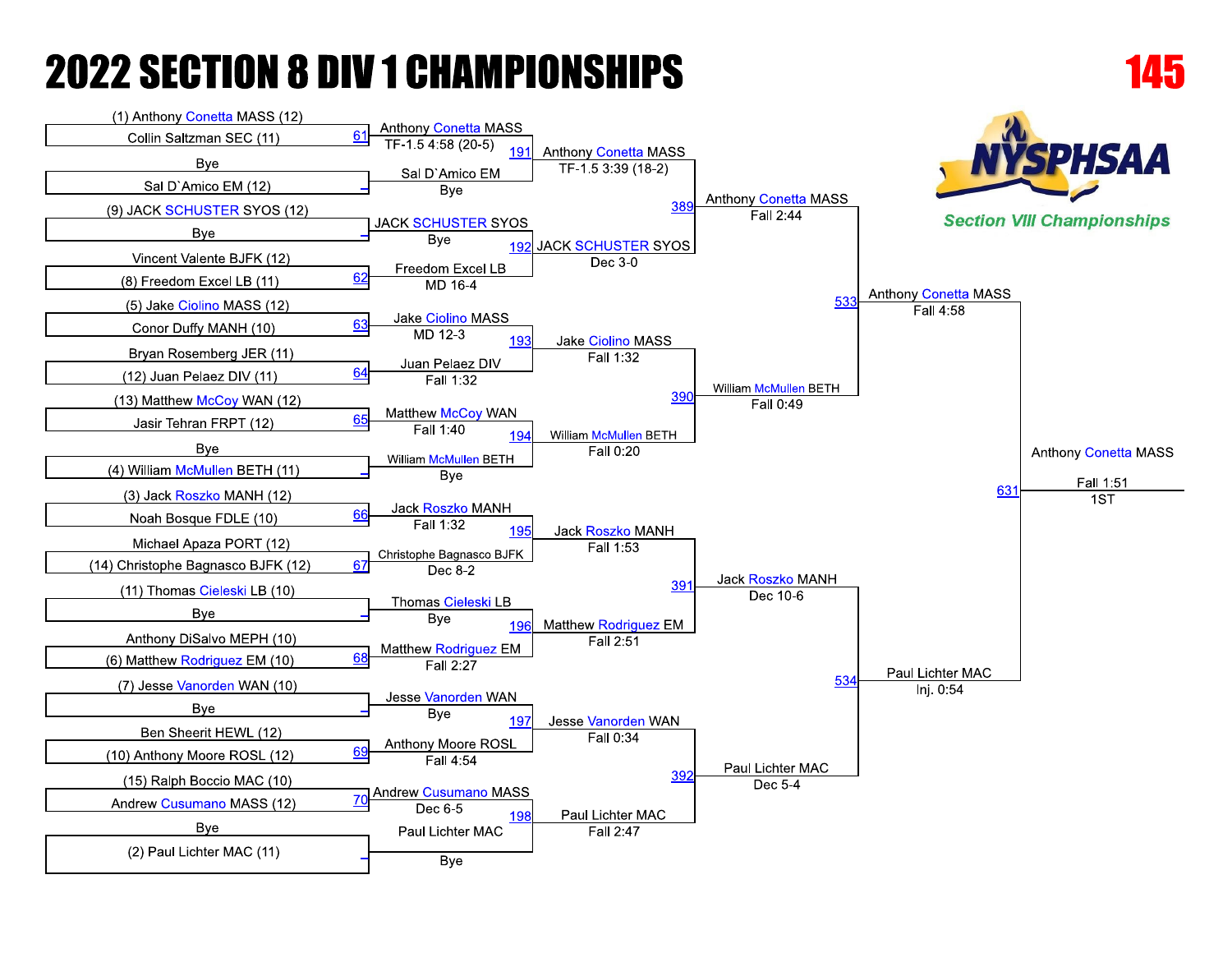# 2022 SECTION 8 DIV 1 CHAMPIONSHIPS

**145**

NYSPHSAA

*Section VIII Championships*

## First Round

| Bout | Wrestler 1 | Wrestler 2 | Winner | Result |
|---|---|---|---|---|
| 61 | (1) Anthony Conetta MASS (12) | Collin Saltzman SEC (11) | Anthony Conetta MASS | TF-1.5 4:58 (20-5) |
| – | Bye | Sal D`Amico EM (12) | Sal D`Amico EM | Bye |
| – | (9) JACK SCHUSTER SYOS (12) | Bye | JACK SCHUSTER SYOS | Bye |
| 62 | Vincent Valente BJFK (12) | (8) Freedom Excel LB (11) | Freedom Excel LB | MD 16-4 |
| 63 | (5) Jake Ciolino MASS (12) | Conor Duffy MANH (10) | Jake Ciolino MASS | MD 12-3 |
| 64 | Bryan Rosemberg JER (11) | (12) Juan Pelaez DIV (11) | Juan Pelaez DIV | Fall 1:32 |
| 65 | (13) Matthew McCoy WAN (12) | Jasir Tehran FRPT (12) | Matthew McCoy WAN | Fall 1:40 |
| – | Bye | (4) William McMullen BETH (11) | William McMullen BETH | Bye |
| 66 | (3) Jack Roszko MANH (12) | Noah Bosque FDLE (10) | Jack Roszko MANH | Fall 1:32 |
| 67 | Michael Apaza PORT (12) | (14) Christophe Bagnasco BJFK (12) | Christophe Bagnasco BJFK | Dec 8-2 |
| – | (11) Thomas Cieleski LB (10) | Bye | Thomas Cieleski LB | Bye |
| 68 | Anthony DiSalvo MEPH (10) | (6) Matthew Rodriguez EM (10) | Matthew Rodriguez EM | Fall 2:27 |
| – | (7) Jesse Vanorden WAN (10) | Bye | Jesse Vanorden WAN | Bye |
| 69 | Ben Sheerit HEWL (12) | (10) Anthony Moore ROSL (12) | Anthony Moore ROSL | Fall 4:54 |
| 70 | (15) Ralph Boccio MAC (10) | Andrew Cusumano MASS (12) | Andrew Cusumano MASS | Dec 6-5 |
| – | Bye | (2) Paul Lichter MAC (11) | Paul Lichter MAC | Bye |

## Quarterfinals

| Bout | Winner | Result |
|---|---|---|
| 191 | Anthony Conetta MASS | TF-1.5 3:39 (18-2) |
| 192 | JACK SCHUSTER SYOS | Dec 3-0 |
| 193 | Jake Ciolino MASS | Fall 1:32 |
| 194 | William McMullen BETH | Fall 0:20 |
| 195 | Jack Roszko MANH | Fall 1:53 |
| 196 | Matthew Rodriguez EM | Fall 2:51 |
| 197 | Jesse Vanorden WAN | Fall 0:34 |
| 198 | Paul Lichter MAC | Fall 2:47 |

## Semifinals

| Bout | Winner | Result |
|---|---|---|
| 389 | Anthony Conetta MASS | Fall 2:44 |
| 390 | William McMullen BETH | Fall 0:49 |
| 391 | Jack Roszko MANH | Dec 10-6 |
| 392 | Paul Lichter MAC | Dec 5-4 |

## Finals

| Bout | Winner | Result |
|---|---|---|
| 533 | Anthony Conetta MASS | Fall 4:58 |
| 534 | Paul Lichter MAC | Inj. 0:54 |

## Championship

| Bout | Winner | Result | Place |
|---|---|---|---|
| 631 | Anthony Conetta MASS | Fall 1:51 | 1ST |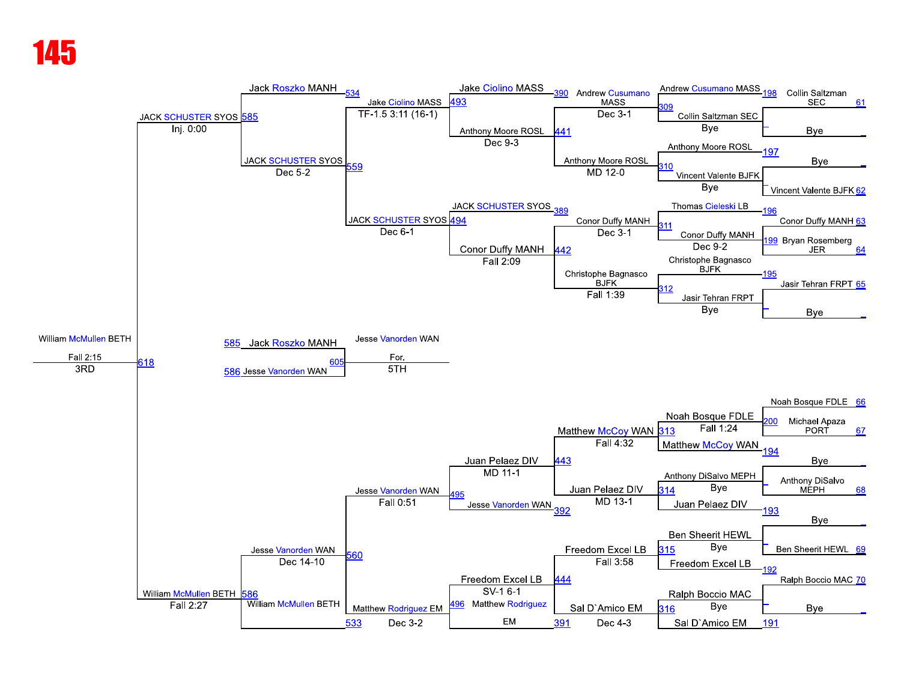# 145

## Championship Bracket (Top Half)

### First Round / Byes
| Bout | Wrestler | Wrestler | Winner | Result |
|---|---|---|---|---|
| 198 | Collin Saltzman SEC (61) | Bye | Collin Saltzman SEC | Bye |
| 197 | Bye | Vincent Valente BJFK (62) | Vincent Valente BJFK | Bye |
| 196 | Conor Duffy MANH (63) | | | |
| 199 | Bryan Rosemberg JER (64) | | Conor Duffy MANH | Dec 9-2 |
| 195 | Jasir Tehran FRPT (65) | Bye | Jasir Tehran FRPT | Bye |

### Second Round
| Bout | Wrestler | Wrestler | Winner | Result |
|---|---|---|---|---|
| 309 | Andrew Cusumano MASS | Collin Saltzman SEC | Andrew Cusumano MASS | Dec 3-1 |
| 310 | Anthony Moore ROSL | Vincent Valente BJFK | Anthony Moore ROSL | MD 12-0 |
| 311 | Thomas Cieleski LB | Conor Duffy MANH | Conor Duffy MANH | Dec 3-1 |
| 312 | Christophe Bagnasco BJFK | Jasir Tehran FRPT | Christophe Bagnasco BJFK | Fall 1:39 |

### Third Round
| Bout | Wrestler | Wrestler | Winner | Result |
|---|---|---|---|---|
| 441 | Andrew Cusumano MASS (390) | Anthony Moore ROSL | Anthony Moore ROSL | Dec 9-3 |
| 442 | JACK SCHUSTER SYOS (389) | Conor Duffy MANH / Christophe Bagnasco BJFK | Conor Duffy MANH | Fall 2:09 |

### Quarterfinals
| Bout | Wrestler | Wrestler | Winner | Result |
|---|---|---|---|---|
| 493 | Jake Ciolino MASS | Anthony Moore ROSL | Jake Ciolino MASS | TF-1.5 3:11 (16-1) |
| 494 | JACK SCHUSTER SYOS | Conor Duffy MANH | JACK SCHUSTER SYOS | Dec 6-1 |

### Semifinals
| Bout | Wrestler | Wrestler | Winner | Result |
|---|---|---|---|---|
| 559 | Jack Roszko MANH (534) / Jake Ciolino MASS | JACK SCHUSTER SYOS | JACK SCHUSTER SYOS | Dec 5-2 |
| 585 | Jack Roszko MANH | JACK SCHUSTER SYOS | JACK SCHUSTER SYOS | Inj. 0:00 |

## 3rd Place
| Bout | Wrestler | Wrestler | Winner | Result |
|---|---|---|---|---|
| 618 | JACK SCHUSTER SYOS | William McMullen BETH | William McMullen BETH | Fall 2:15 — 3RD |

## 5th Place
| Bout | Wrestler | Wrestler | Winner | Result |
|---|---|---|---|---|
| 605 | Jack Roszko MANH (585) | Jesse Vanorden WAN (586) | Jesse Vanorden WAN | For. — 5TH |

## Bottom Half

### First Round / Byes
| Bout | Wrestler | Wrestler | Winner | Result |
|---|---|---|---|---|
| 200 | Noah Bosque FDLE (66) | Michael Apaza PORT (67) | Noah Bosque FDLE | Fall 1:24 |
| 194 | Bye | Anthony DiSalvo MEPH (68) | Anthony DiSalvo MEPH | Bye |
| 193 | Bye | Ben Sheerit HEWL (69) | Ben Sheerit HEWL | Bye |
| 192 | Ralph Boccio MAC (70) | Bye | Ralph Boccio MAC | Bye |

### Second Round
| Bout | Wrestler | Wrestler | Winner | Result |
|---|---|---|---|---|
| 313 | Noah Bosque FDLE | Matthew McCoy WAN | Matthew McCoy WAN | Fall 4:32 |
| 314 | Anthony DiSalvo MEPH | Juan Pelaez DIV | Juan Pelaez DIV | MD 13-1 |
| 315 | Ben Sheerit HEWL | Freedom Excel LB | Freedom Excel LB | Fall 3:58 |
| 316 | Ralph Boccio MAC | Sal D`Amico EM (191) | Sal D`Amico EM | Dec 4-3 |

### Third Round
| Bout | Wrestler | Wrestler | Winner | Result |
|---|---|---|---|---|
| 443 | Matthew McCoy WAN | Juan Pelaez DIV | Juan Pelaez DIV | MD 11-1 |
| 444 | Freedom Excel LB | Sal D`Amico EM | Freedom Excel LB | SV-1 6-1 |

### Quarterfinals
| Bout | Wrestler | Wrestler | Winner | Result |
|---|---|---|---|---|
| 495 | Juan Pelaez DIV | Jesse Vanorden WAN (392) | Jesse Vanorden WAN | Fall 0:51 |
| 496 | Freedom Excel LB | Matthew Rodriguez EM (391) | Matthew Rodriguez EM | Dec 3-2 |

### Semifinals
| Bout | Wrestler | Wrestler | Winner | Result |
|---|---|---|---|---|
| 560 | Jesse Vanorden WAN | Matthew Rodriguez EM (533) | Jesse Vanorden WAN | Dec 14-10 |
| 586 | Jesse Vanorden WAN | William McMullen BETH | William McMullen BETH | Fall 2:27 |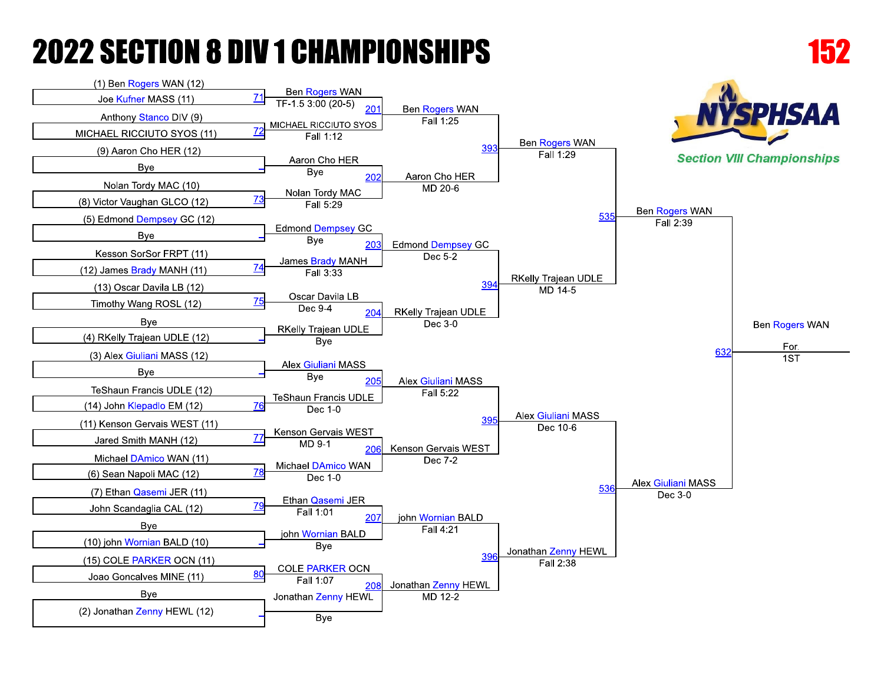# 2022 SECTION 8 DIV 1 CHAMPIONSHIPS

**152**

NYSPHSAA Section VIII Championships

## First Round

| Bout | Wrestler 1 | Wrestler 2 | Winner | Result |
|---|---|---|---|---|
| 71 | (1) Ben Rogers WAN (12) | Joe Kufner MASS (11) | Ben Rogers WAN | TF-1.5 3:00 (20-5) |
| 72 | Anthony Stanco DIV (9) | MICHAEL RICCIUTO SYOS (11) | MICHAEL RICCIUTO SYOS | Fall 1:12 |
| _ | (9) Aaron Cho HER (12) | Bye | Aaron Cho HER | Bye |
| 73 | Nolan Tordy MAC (10) | (8) Victor Vaughan GLCO (12) | Nolan Tordy MAC | Fall 5:29 |
| _ | (5) Edmond Dempsey GC (12) | Bye | Edmond Dempsey GC | Bye |
| 74 | Kesson SorSor FRPT (11) | (12) James Brady MANH (11) | James Brady MANH | Fall 3:33 |
| 75 | (13) Oscar Davila LB (12) | Timothy Wang ROSL (12) | Oscar Davila LB | Dec 9-4 |
| _ | Bye | (4) RKelly Trajean UDLE (12) | RKelly Trajean UDLE | Bye |
| _ | (3) Alex Giuliani MASS (12) | Bye | Alex Giuliani MASS | Bye |
| 76 | TeShaun Francis UDLE (12) | (14) John Klepadlo EM (12) | TeShaun Francis UDLE | Dec 1-0 |
| 77 | (11) Kenson Gervais WEST (11) | Jared Smith MANH (12) | Kenson Gervais WEST | MD 9-1 |
| 78 | Michael DAmico WAN (11) | (6) Sean Napoli MAC (12) | Michael DAmico WAN | Dec 1-0 |
| 79 | (7) Ethan Qasemi JER (11) | John Scandaglia CAL (12) | Ethan Qasemi JER | Fall 1:01 |
| _ | Bye | (10) john Wornian BALD (10) | john Wornian BALD | Bye |
| 80 | (15) COLE PARKER OCN (11) | Joao Goncalves MINE (11) | COLE PARKER OCN | Fall 1:07 |
| _ | Bye | (2) Jonathan Zenny HEWL (12) | Jonathan Zenny HEWL | Bye |

## Second Round

| Bout | Winner | Result |
|---|---|---|
| 201 | Ben Rogers WAN | Fall 1:25 |
| 202 | Aaron Cho HER | MD 20-6 |
| 203 | Edmond Dempsey GC | Dec 5-2 |
| 204 | RKelly Trajean UDLE | Dec 3-0 |
| 205 | Alex Giuliani MASS | Fall 5:22 |
| 206 | Kenson Gervais WEST | Dec 7-2 |
| 207 | john Wornian BALD | Fall 4:21 |
| 208 | Jonathan Zenny HEWL | MD 12-2 |

## Quarterfinals

| Bout | Winner | Result |
|---|---|---|
| 393 | Ben Rogers WAN | Fall 1:29 |
| 394 | RKelly Trajean UDLE | MD 14-5 |
| 395 | Alex Giuliani MASS | Dec 10-6 |
| 396 | Jonathan Zenny HEWL | Fall 2:38 |

## Semifinals

| Bout | Winner | Result |
|---|---|---|
| 535 | Ben Rogers WAN | Fall 2:39 |
| 536 | Alex Giuliani MASS | Dec 3-0 |

## Final

| Bout | Winner | Result |
|---|---|---|
| 632 | Ben Rogers WAN | For. 1ST |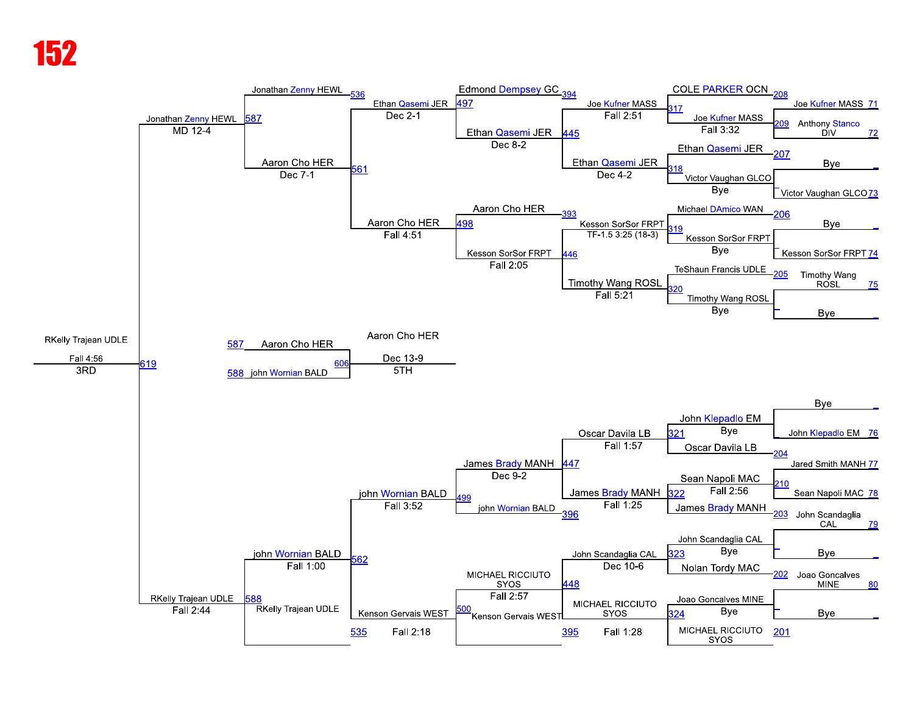# 152

## Consolation Bracket

### Round 1 (match number — first wrestler vs second wrestler, result)

| Match | Wrestler 1 | Wrestler 2 |
|---|---|---|
| 208 | COLE PARKER OCN | — |
| 207 | Ethan Qasemi JER | Bye |
| 206 | Michael DAmico WAN | Bye |
| 205 | TeShaun Francis UDLE | Bye |
| 204 | Oscar Davila LB | Bye |
| 203 | James Brady MANH | — |
| 202 | Nolan Tordy MAC | Bye |
| 201 | MICHAEL RICCIUTO SYOS | Bye |

### Right side entries

| Match | Wrestler 1 | Wrestler 2 | Winner | Result |
|---|---|---|---|---|
| 71 / 72 (209) | Joe Kufner MASS | Anthony Stanco DIV | Joe Kufner MASS | Fall 3:32 |
| 73 | Bye | Victor Vaughan GLCO | Victor Vaughan GLCO | Bye |
| 74 | Bye | Kesson SorSor FRPT | Kesson SorSor FRPT | Bye |
| 75 | Timothy Wang ROSL | Bye | Timothy Wang ROSL | Bye |
| 76 | Bye | John Klepadlo EM | John Klepadlo EM | Bye |
| 77 / 78 (210) | Jared Smith MANH | Sean Napoli MAC | Sean Napoli MAC | Fall 2:56 |
| 79 | John Scandaglia CAL | Bye | John Scandaglia CAL | Bye |
| 80 | Joao Goncalves MINE | Bye | Joao Goncalves MINE | Bye |

### Next rounds

| Match | Wrestler 1 | Wrestler 2 | Winner | Result |
|---|---|---|---|---|
| 317 | COLE PARKER OCN | Joe Kufner MASS | Joe Kufner MASS | Fall 2:51 |
| 318 | Ethan Qasemi JER | Victor Vaughan GLCO | Ethan Qasemi JER | Dec 4-2 |
| 319 | Michael DAmico WAN | Kesson SorSor FRPT | Kesson SorSor FRPT | TF-1.5 3:25 (18-3) |
| 320 | TeShaun Francis UDLE | Timothy Wang ROSL | Timothy Wang ROSL | Fall 5:21 |
| 321 | John Klepadlo EM | Oscar Davila LB | Oscar Davila LB | Fall 1:57 |
| 322 | Sean Napoli MAC | James Brady MANH | James Brady MANH | Fall 1:25 |
| 323 | John Scandaglia CAL | Nolan Tordy MAC | John Scandaglia CAL | Dec 10-6 |
| 324 | Joao Goncalves MINE | MICHAEL RICCIUTO SYOS | MICHAEL RICCIUTO SYOS | Fall 1:28 |
| 445 | Edmond Dempsey GC (394) | Joe Kufner MASS / Ethan Qasemi JER | Ethan Qasemi JER | Dec 8-2 |
| 446 | Kesson SorSor FRPT | Timothy Wang ROSL | Kesson SorSor FRPT | Fall 2:05 |
| 447 | Oscar Davila LB | James Brady MANH | James Brady MANH | Dec 9-2 |
| 448 | John Scandaglia CAL | MICHAEL RICCIUTO SYOS | MICHAEL RICCIUTO SYOS | Fall 2:57 |
| 497 | Ethan Qasemi JER | Edmond Dempsey GC | Ethan Qasemi JER | Dec 2-1 |
| 498 | Aaron Cho HER (393) | Kesson SorSor FRPT | Aaron Cho HER | Fall 4:51 |
| 499 | James Brady MANH | john Wornian BALD (396) | john Wornian BALD | Fall 3:52 |
| 500 | MICHAEL RICCIUTO SYOS | Kenson Gervais WEST (395) | Kenson Gervais WEST | Fall 2:18 |
| 561 | Ethan Qasemi JER | Aaron Cho HER | Aaron Cho HER | Dec 7-1 |
| 562 | john Wornian BALD | Kenson Gervais WEST (535) | john Wornian BALD | Fall 1:00 |
| 587 | Jonathan Zenny HEWL (536) | Aaron Cho HER | Jonathan Zenny HEWL | MD 12-4 |
| 588 | john Wornian BALD | RKelly Trajean UDLE | RKelly Trajean UDLE | Fall 2:44 |
| 619 | Jonathan Zenny HEWL | RKelly Trajean UDLE | RKelly Trajean UDLE | Fall 4:56 |

### Place matches

- **3RD:** RKelly Trajean UDLE — Fall 4:56
- **5TH (606):** Aaron Cho HER (587) vs john Wornian BALD (588) — Aaron Cho HER, Dec 13-9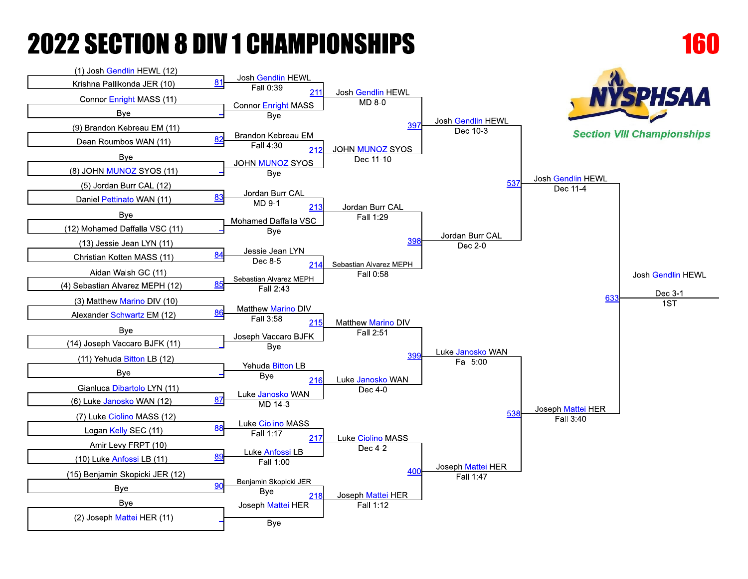# 2022 SECTION 8 DIV 1 CHAMPIONSHIPS

## 160

NYSPHSAA Section VIII Championships

### First Round

| Bout | Wrestler 1 | Wrestler 2 | Winner | Result |
|---|---|---|---|---|
| 81 | (1) Josh Gendlin HEWL (12) | Krishna Pallikonda JER (10) | Josh Gendlin HEWL | Fall 0:39 |
| | Connor Enright MASS (11) | Bye | Connor Enright MASS | Bye |
| 82 | (9) Brandon Kebreau EM (11) | Dean Roumbos WAN (11) | Brandon Kebreau EM | Fall 4:30 |
| | Bye | (8) JOHN MUNOZ SYOS (11) | JOHN MUNOZ SYOS | Bye |
| 83 | (5) Jordan Burr CAL (12) | Daniel Pettinato WAN (11) | Jordan Burr CAL | MD 9-1 |
| | Bye | (12) Mohamed Daffala VSC (11) | Mohamed Daffalla VSC | Bye |
| 84 | (13) Jessie Jean LYN (11) | Christian Kotten MASS (11) | Jessie Jean LYN | Dec 8-5 |
| 85 | Aidan Walsh GC (11) | (4) Sebastian Alvarez MEPH (12) | Sebastian Alvarez MEPH | Fall 2:43 |
| 86 | (3) Matthew Marino DIV (10) | Alexander Schwartz EM (12) | Matthew Marino DIV | Fall 3:58 |
| | Bye | (14) Joseph Vaccaro BJFK (11) | Joseph Vaccaro BJFK | Bye |
| | (11) Yehuda Bitton LB (12) | Bye | Yehuda Bitton LB | Bye |
| 87 | Gianluca Dibartolo LYN (11) | (6) Luke Janosko WAN (12) | Luke Janosko WAN | MD 14-3 |
| 88 | (7) Luke Ciolino MASS (12) | Logan Kelly SEC (11) | Luke Ciolino MASS | Fall 1:17 |
| 89 | Amir Levy FRPT (10) | (10) Luke Anfossi LB (11) | Luke Anfossi LB | Fall 1:00 |
| 90 | (15) Benjamin Skopicki JER (12) | Bye | Benjamin Skopicki JER | Bye |
| | Bye | (2) Joseph Mattei HER (11) | Joseph Mattei HER | Bye |

### Second Round

| Bout | Winner | Result |
|---|---|---|
| 211 | Josh Gendlin HEWL | MD 8-0 |
| 212 | JOHN MUNOZ SYOS | Dec 11-10 |
| 213 | Jordan Burr CAL | Fall 1:29 |
| 214 | Sebastian Alvarez MEPH | Fall 0:58 |
| 215 | Matthew Marino DIV | Fall 2:51 |
| 216 | Luke Janosko WAN | Dec 4-0 |
| 217 | Luke Ciolino MASS | Dec 4-2 |
| 218 | Joseph Mattei HER | Fall 1:12 |

### Quarterfinals

| Bout | Winner | Result |
|---|---|---|
| 397 | Josh Gendlin HEWL | Dec 10-3 |
| 398 | Jordan Burr CAL | Dec 2-0 |
| 399 | Luke Janosko WAN | Fall 5:00 |
| 400 | Joseph Mattei HER | Fall 1:47 |

### Semifinals

| Bout | Winner | Result |
|---|---|---|
| 537 | Josh Gendlin HEWL | Dec 11-4 |
| 538 | Joseph Mattei HER | Fall 3:40 |

### Final

| Bout | Winner | Result | Place |
|---|---|---|---|
| 633 | Josh Gendlin HEWL | Dec 3-1 | 1ST |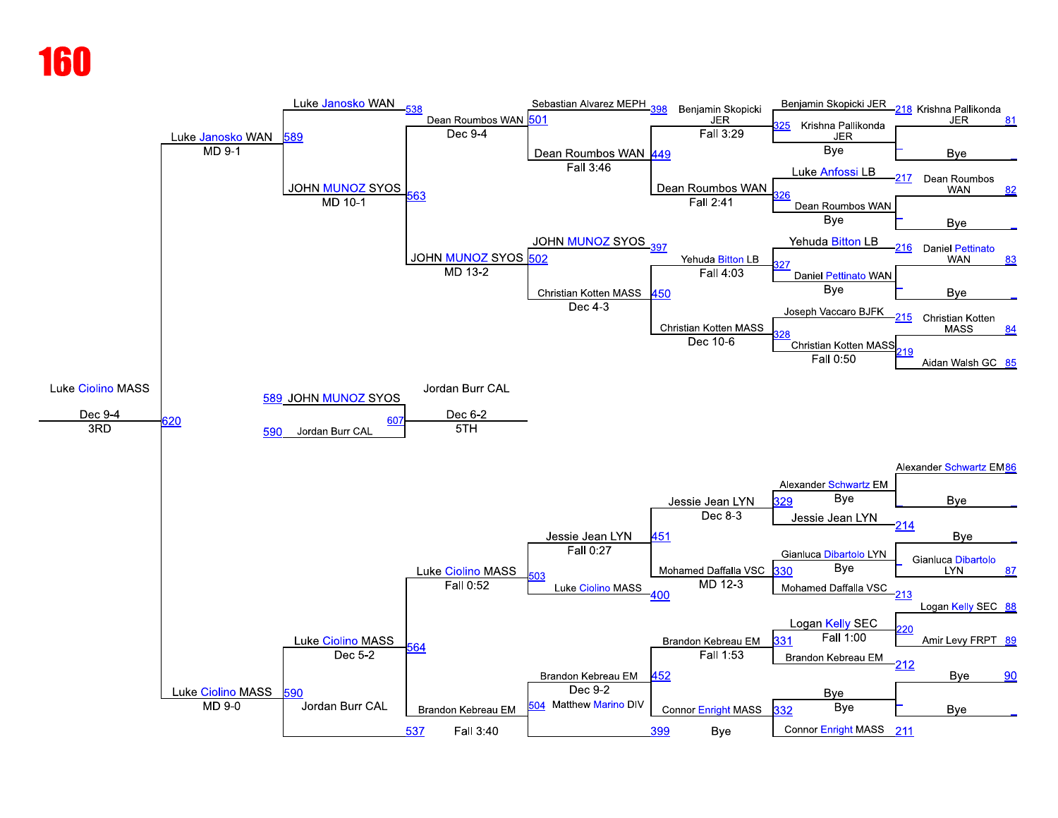# 160

## Championship Bracket (Top Half)

| Round | Bout | Result |
|---|---|---|
| First Round | 218 | Krishna Pallikonda JER (81) vs Bye |
| First Round | 217 | Dean Roumbos WAN (82) vs Bye |
| First Round | 216 | Daniel Pettinato WAN (83) vs Bye |
| First Round | 215 | Christian Kotten MASS (84) |
| First Round | 219 | Aidan Walsh GC (85) — Christian Kotten MASS, Fall 0:50 |
| Second Round | 325 | Benjamin Skopicki JER vs Krishna Pallikonda JER — Bye |
| Second Round | 326 | Luke Anfossi LB vs Dean Roumbos WAN — Bye |
| Second Round | 327 | Yehuda Bitton LB vs Daniel Pettinato WAN — Bye |
| Second Round | 328 | Joseph Vaccaro BJFK vs Christian Kotten MASS |
| Third Round | 398 / 449 | Benjamin Skopicki JER, Fall 3:29 / Dean Roumbos WAN, Fall 2:41 |
| Third Round | 397 / 450 | Yehuda Bitton LB, Fall 4:03 / Christian Kotten MASS, Dec 10-6 |
| Quarterfinal | 501 | Sebastian Alvarez MEPH vs Dean Roumbos WAN — Dean Roumbos WAN, Fall 3:46 |
| Quarterfinal | 502 | JOHN MUNOZ SYOS vs Christian Kotten MASS — Christian Kotten MASS, Dec 4-3 |
| Semifinal | 538 / 563 | Luke Janosko WAN vs Dean Roumbos WAN — Dean Roumbos WAN, Dec 9-4; JOHN MUNOZ SYOS, MD 13-2 |
| Semifinal | 589 | Luke Janosko WAN, MD 9-1 vs JOHN MUNOZ SYOS, MD 10-1 |

## Championship Bracket (Bottom Half)

| Round | Bout | Result |
|---|---|---|
| First Round | 86 | Alexander Schwartz EM vs Bye |
| First Round | 214 | Bye |
| First Round | 87 | Gianluca Dibartolo LYN vs Bye |
| First Round | 213 | Mohamed Daffalla VSC |
| First Round | 88 / 89 / 220 | Logan Kelly SEC vs Amir Levy FRPT |
| First Round | 212 / 90 | Bye / Bye |
| First Round | 211 | Connor Enright MASS vs Bye |
| Second Round | 329 | Alexander Schwartz EM vs Jessie Jean LYN — Bye |
| Second Round | 330 | Gianluca Dibartolo LYN vs Mohamed Daffalla VSC — Bye |
| Second Round | 331 | Logan Kelly SEC vs Brandon Kebreau EM — Fall 1:00 |
| Second Round | 332 | Bye vs Connor Enright MASS — Bye |
| Third Round | 451 | Jessie Jean LYN, Dec 8-3 vs Mohamed Daffalla VSC, MD 12-3 |
| Third Round | 452 | Brandon Kebreau EM, Fall 1:53 vs Connor Enright MASS — Bye |
| Quarterfinal | 503 / 400 | Jessie Jean LYN vs Luke Ciolino MASS — Jessie Jean LYN, Fall 0:27 |
| Quarterfinal | 504 / 399 | Brandon Kebreau EM vs Matthew Marino DIV — Brandon Kebreau EM, Dec 9-2 |
| Semifinal | 564 / 537 | Luke Ciolino MASS, Fall 0:52 vs Brandon Kebreau EM, Fall 3:40 |
| Semifinal | 590 | Luke Ciolino MASS, Dec 5-2 vs Jordan Burr CAL |

## Final

| Bout | Result |
|---|---|
| 620 | Luke Janosko WAN vs Luke Ciolino MASS, MD 9-0 — Luke Ciolino MASS, Dec 9-4, 3RD |

## 5th Place

| Bout | Result |
|---|---|
| 607 | 589 JOHN MUNOZ SYOS vs 590 Jordan Burr CAL — Jordan Burr CAL, Dec 6-2, 5TH |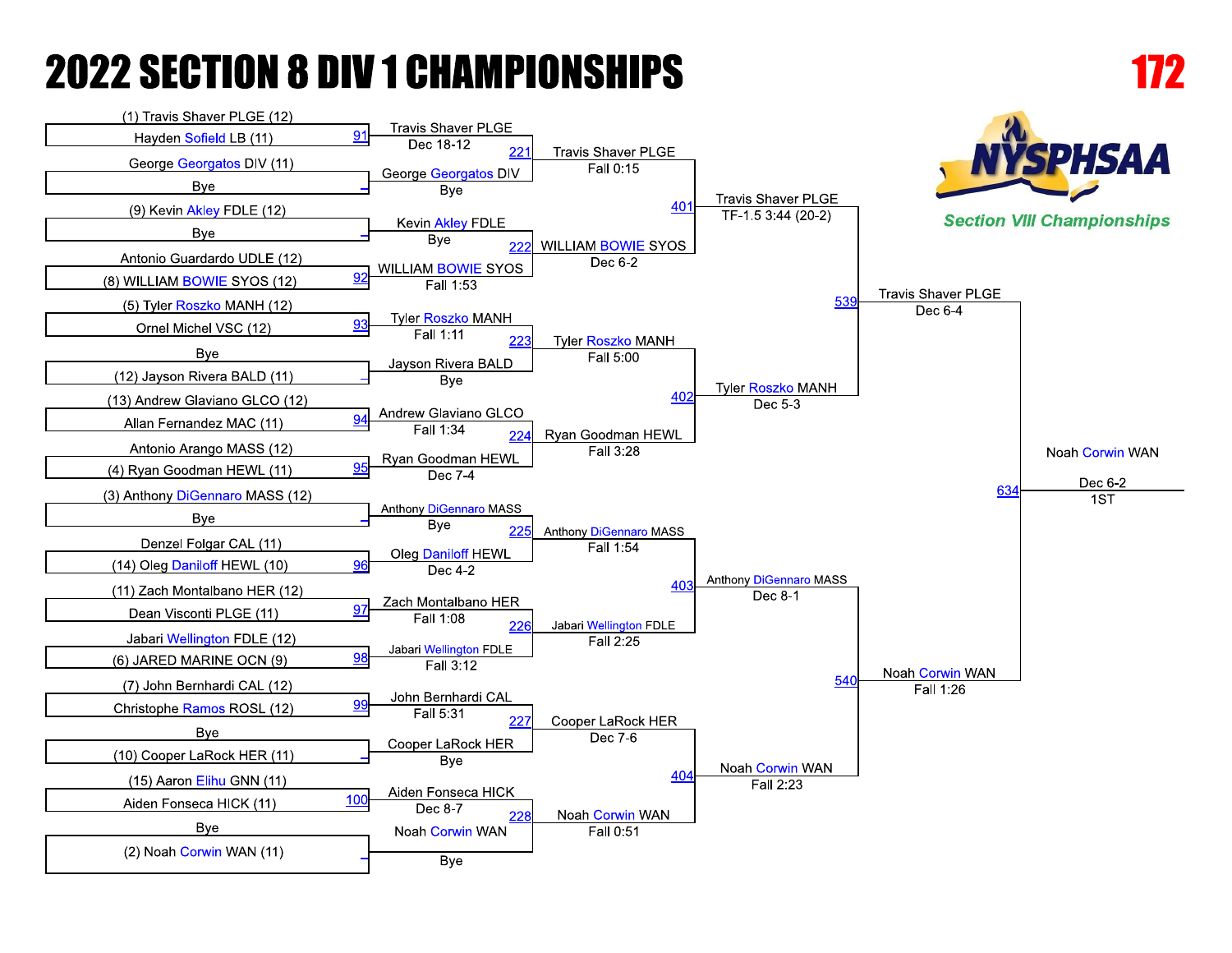# 2022 SECTION 8 DIV 1 CHAMPIONSHIPS

## 172

NYSPHSAA — Section VIII Championships

### First Round

| Bout | Wrestler 1 | Wrestler 2 | Winner | Result |
|---|---|---|---|---|
| 91 | (1) Travis Shaver PLGE (12) | Hayden Sofield LB (11) | Travis Shaver PLGE | Dec 18-12 |
| – | George Georgatos DIV (11) | Bye | George Georgatos DIV | Bye |
| – | (9) Kevin Akley FDLE (12) | Bye | Kevin Akley FDLE | Bye |
| 92 | Antonio Guardardo UDLE (12) | (8) WILLIAM BOWIE SYOS (12) | WILLIAM BOWIE SYOS | Fall 1:53 |
| 93 | (5) Tyler Roszko MANH (12) | Ornel Michel VSC (12) | Tyler Roszko MANH | Fall 1:11 |
| – | Bye | (12) Jayson Rivera BALD (11) | Jayson Rivera BALD | Bye |
| 94 | (13) Andrew Glaviano GLCO (12) | Allan Fernandez MAC (11) | Andrew Glaviano GLCO | Fall 1:34 |
| 95 | Antonio Arango MASS (12) | (4) Ryan Goodman HEWL (11) | Ryan Goodman HEWL | Dec 7-4 |
| – | (3) Anthony DiGennaro MASS (12) | Bye | Anthony DiGennaro MASS | Bye |
| 96 | Denzel Folgar CAL (11) | (14) Oleg Daniloff HEWL (10) | Oleg Daniloff HEWL | Dec 4-2 |
| 97 | (11) Zach Montalbano HER (12) | Dean Visconti PLGE (11) | Zach Montalbano HER | Fall 1:08 |
| 98 | Jabari Wellington FDLE (12) | (6) JARED MARINE OCN (9) | Jabari Wellington FDLE | Fall 3:12 |
| 99 | (7) John Bernhardi CAL (12) | Christophe Ramos ROSL (12) | John Bernhardi CAL | Fall 5:31 |
| – | Bye | (10) Cooper LaRock HER (11) | Cooper LaRock HER | Bye |
| 100 | (15) Aaron Elihu GNN (11) | Aiden Fonseca HICK (11) | Aiden Fonseca HICK | Dec 8-7 |
| – | Bye | (2) Noah Corwin WAN (11) | Noah Corwin WAN | Bye |

### Second Round

| Bout | Winner | Result |
|---|---|---|
| 221 | Travis Shaver PLGE | Fall 0:15 |
| 222 | WILLIAM BOWIE SYOS | Dec 6-2 |
| 223 | Tyler Roszko MANH | Fall 5:00 |
| 224 | Ryan Goodman HEWL | Fall 3:28 |
| 225 | Anthony DiGennaro MASS | Fall 1:54 |
| 226 | Jabari Wellington FDLE | Fall 2:25 |
| 227 | Cooper LaRock HER | Dec 7-6 |
| 228 | Noah Corwin WAN | Fall 0:51 |

### Quarterfinals

| Bout | Winner | Result |
|---|---|---|
| 401 | Travis Shaver PLGE | TF-1.5 3:44 (20-2) |
| 402 | Tyler Roszko MANH | Dec 5-3 |
| 403 | Anthony DiGennaro MASS | Dec 8-1 |
| 404 | Noah Corwin WAN | Fall 2:23 |

### Semifinals

| Bout | Winner | Result |
|---|---|---|
| 539 | Travis Shaver PLGE | Dec 6-4 |
| 540 | Noah Corwin WAN | Fall 1:26 |

### Final

| Bout | Winner | Result |
|---|---|---|
| 634 | Noah Corwin WAN | Dec 6-2, 1ST |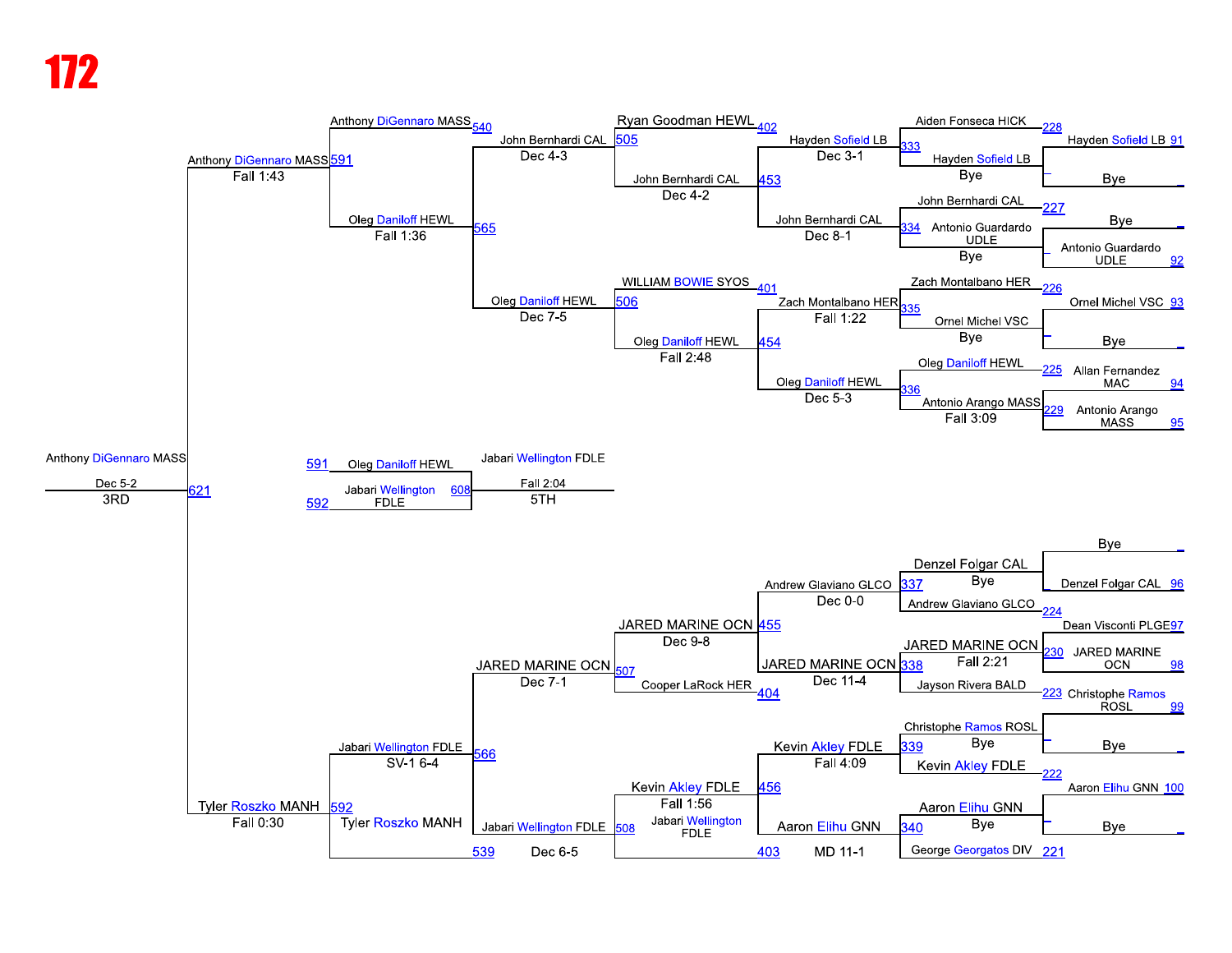# 172

## Consolation Bracket (Top Half)

| Bout | Wrestler 1 | Wrestler 2 | Winner | Result |
|---|---|---|---|---|
| 91 | Hayden Sofield LB | Bye | | |
| 92 | Bye | Antonio Guardardo UDLE | | |
| 93 | Ornel Michel VSC | Bye | | |
| 94 | Allan Fernandez MAC | | | |
| 95 | Antonio Arango MASS | | | |
| 228 | Aiden Fonseca HICK | Hayden Sofield LB | Hayden Sofield LB | Bye |
| 227 | John Bernhardi CAL | Antonio Guardardo UDLE | Antonio Guardardo UDLE | Bye |
| 226 | Zach Montalbano HER | Ornel Michel VSC | Ornel Michel VSC | Bye |
| 225 | Oleg Daniloff HEWL | | | |
| 229 | Antonio Arango MASS | | Antonio Arango MASS | Fall 3:09 |
| 333 | | | Hayden Sofield LB | Dec 3-1 |
| 334 | | | John Bernhardi CAL | Dec 8-1 |
| 335 | | | Zach Montalbano HER | Fall 1:22 |
| 336 | | | Oleg Daniloff HEWL | Dec 5-3 |
| 402 | Ryan Goodman HEWL | | | |
| 453 | | | John Bernhardi CAL | Dec 4-2 |
| 401 | WILLIAM BOWIE SYOS | | | |
| 454 | | | Oleg Daniloff HEWL | Fall 2:48 |
| 505 | | | John Bernhardi CAL | Dec 4-3 |
| 506 | | | Oleg Daniloff HEWL | Dec 7-5 |
| 540 | Anthony DiGennaro MASS | | | |
| 565 | | | Oleg Daniloff HEWL | Fall 1:36 |
| 591 | | | Anthony DiGennaro MASS | Fall 1:43 |

## Consolation Bracket (Bottom Half)

| Bout | Wrestler 1 | Wrestler 2 | Winner | Result |
|---|---|---|---|---|
| 96 | Bye | Denzel Folgar CAL | | |
| 97 | Dean Visconti PLGE | | | |
| 98 | JARED MARINE OCN | | | |
| 99 | Christophe Ramos ROSL | | | |
| 100 | Aaron Elihu GNN | Bye | | |
| 224 | Andrew Glaviano GLCO | Denzel Folgar CAL | Denzel Folgar CAL | Bye |
| 230 | | | JARED MARINE OCN | Fall 2:21 |
| 223 | Jayson Rivera BALD | | | |
| 222 | Christophe Ramos ROSL | Bye | Kevin Akley FDLE | Bye |
| 221 | George Georgatos DIV | Aaron Elihu GNN | Aaron Elihu GNN | Bye |
| 337 | | | Andrew Glaviano GLCO | Dec 0-0 |
| 338 | | | JARED MARINE OCN | Dec 11-4 |
| 339 | | | Kevin Akley FDLE | Fall 4:09 |
| 340 | | | Aaron Elihu GNN | MD 11-1 |
| 455 | | | JARED MARINE OCN | Dec 9-8 |
| 404 | Cooper LaRock HER | | | |
| 456 | | | Kevin Akley FDLE | Fall 1:56 |
| 403 | Jabari Wellington FDLE | | | |
| 507 | | | JARED MARINE OCN | Dec 7-1 |
| 508 | | | Jabari Wellington FDLE | Dec 6-5 |
| 539 | Tyler Roszko MANH | | | |
| 566 | | | Jabari Wellington FDLE | SV-1 6-4 |
| 592 | | | Tyler Roszko MANH | Fall 0:30 |

## 3rd Place

| Bout | Wrestler 1 | Wrestler 2 | Winner | Result |
|---|---|---|---|---|
| 621 | Anthony DiGennaro MASS | Tyler Roszko MANH | Anthony DiGennaro MASS | Dec 5-2 (3RD) |

## 5th Place

| Bout | Wrestler 1 | Wrestler 2 | Winner | Result |
|---|---|---|---|---|
| 608 | Oleg Daniloff HEWL (591) | Jabari Wellington FDLE (592) | Jabari Wellington FDLE | Fall 2:04 (5TH) |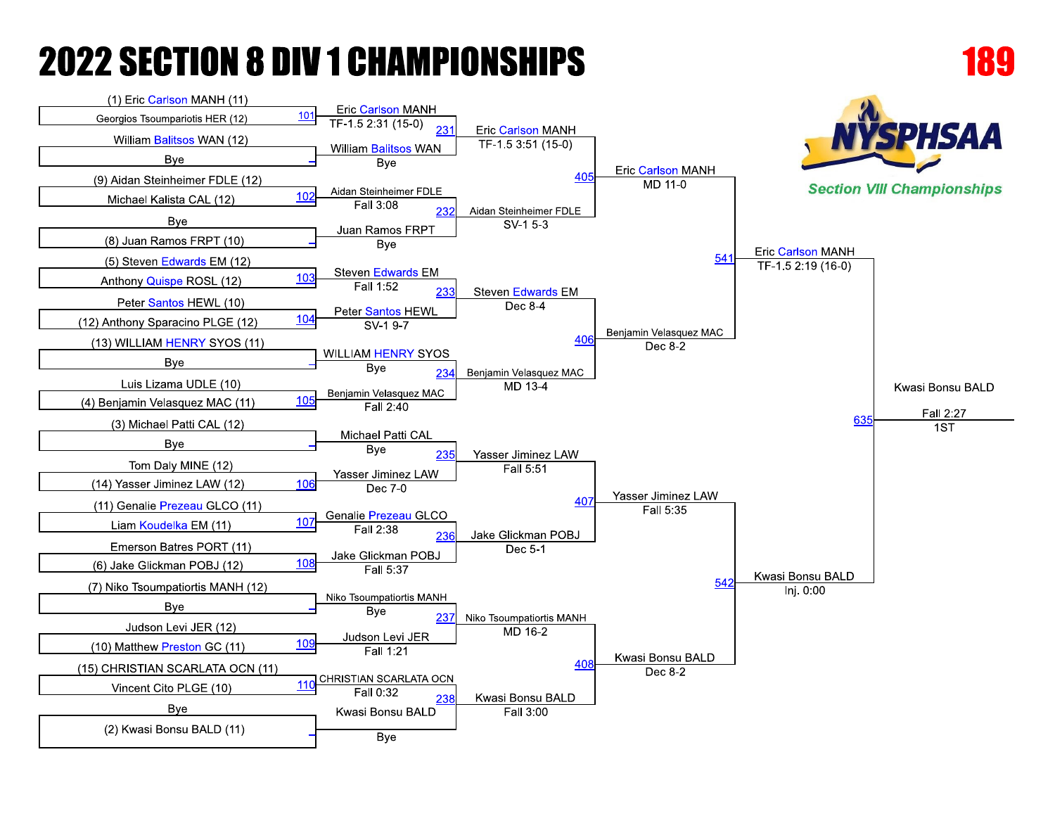# 2022 SECTION 8 DIV 1 CHAMPIONSHIPS

## 189

Section VIII Championships

### First Round

| Bout | Wrestler 1 | Wrestler 2 | Winner | Result |
|---|---|---|---|---|
| 101 | (1) Eric Carlson MANH (11) | Georgios Tsoumpariotis HER (12) | Eric Carlson MANH | TF-1.5 2:31 (15-0) |
| – | William Balitsos WAN (12) | Bye | William Balitsos WAN | Bye |
| 102 | (9) Aidan Steinheimer FDLE (12) | Michael Kalista CAL (12) | Aidan Steinheimer FDLE | Fall 3:08 |
| – | Bye | (8) Juan Ramos FRPT (10) | Juan Ramos FRPT | Bye |
| 103 | (5) Steven Edwards EM (12) | Anthony Quispe ROSL (12) | Steven Edwards EM | Fall 1:52 |
| 104 | Peter Santos HEWL (10) | (12) Anthony Sparacino PLGE (12) | Peter Santos HEWL | SV-1 9-7 |
| – | (13) WILLIAM HENRY SYOS (11) | Bye | WILLIAM HENRY SYOS | Bye |
| 105 | Luis Lizama UDLE (10) | (4) Benjamin Velasquez MAC (11) | Benjamin Velasquez MAC | Fall 2:40 |
| – | (3) Michael Patti CAL (12) | Bye | Michael Patti CAL | Bye |
| 106 | Tom Daly MINE (12) | (14) Yasser Jiminez LAW (12) | Yasser Jiminez LAW | Dec 7-0 |
| 107 | (11) Genalie Prezeau GLCO (11) | Liam Koudelka EM (11) | Genalie Prezeau GLCO | Fall 2:38 |
| 108 | Emerson Batres PORT (11) | (6) Jake Glickman POBJ (12) | Jake Glickman POBJ | Fall 5:37 |
| – | (7) Niko Tsoumpatiortis MANH (12) | Bye | Niko Tsoumpatiortis MANH | Bye |
| 109 | Judson Levi JER (12) | (10) Matthew Preston GC (11) | Judson Levi JER | Fall 1:21 |
| 110 | (15) CHRISTIAN SCARLATA OCN (11) | Vincent Cito PLGE (10) | CHRISTIAN SCARLATA OCN | Fall 0:32 |
| – | Bye | (2) Kwasi Bonsu BALD (11) | Kwasi Bonsu BALD | Bye |

### Second Round

| Bout | Winner | Result |
|---|---|---|
| 231 | Eric Carlson MANH | TF-1.5 3:51 (15-0) |
| 232 | Aidan Steinheimer FDLE | SV-1 5-3 |
| 233 | Steven Edwards EM | Dec 8-4 |
| 234 | Benjamin Velasquez MAC | MD 13-4 |
| 235 | Yasser Jiminez LAW | Fall 5:51 |
| 236 | Jake Glickman POBJ | Dec 5-1 |
| 237 | Niko Tsoumpatiortis MANH | MD 16-2 |
| 238 | Kwasi Bonsu BALD | Fall 3:00 |

### Quarterfinals

| Bout | Winner | Result |
|---|---|---|
| 405 | Eric Carlson MANH | MD 11-0 |
| 406 | Benjamin Velasquez MAC | Dec 8-2 |
| 407 | Yasser Jiminez LAW | Fall 5:35 |
| 408 | Kwasi Bonsu BALD | Dec 8-2 |

### Semifinals

| Bout | Winner | Result |
|---|---|---|
| 541 | Eric Carlson MANH | TF-1.5 2:19 (16-0) |
| 542 | Kwasi Bonsu BALD | Inj. 0:00 |

### Final

| Bout | Winner | Result |
|---|---|---|
| 635 | Kwasi Bonsu BALD | Fall 2:27 |

1ST: Kwasi Bonsu BALD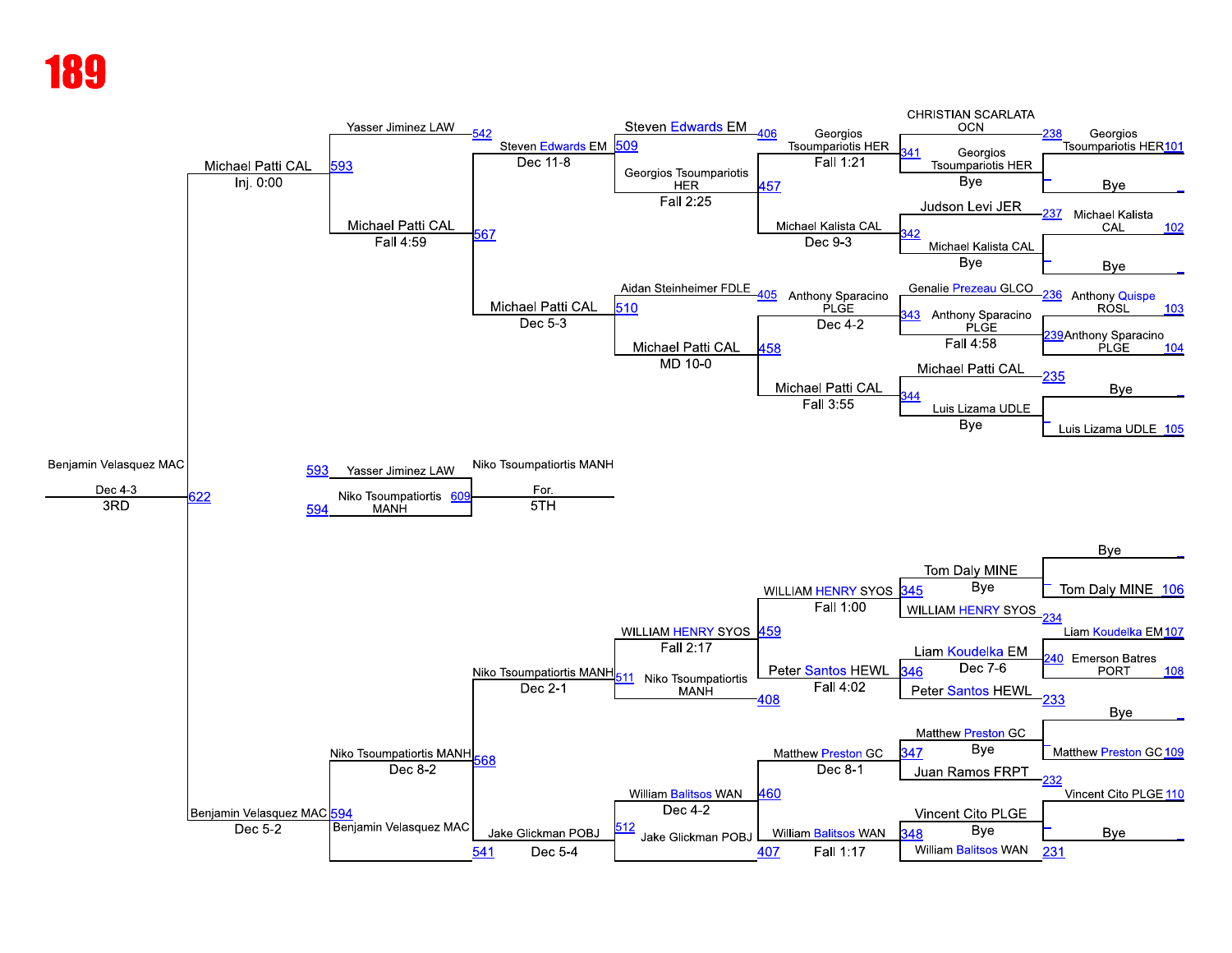# 189

**Championship bracket — top half**

| First round | Second round | Quarterfinal | Semifinal |
| --- | --- | --- | --- |
| CHRISTIAN SCARLATA OCN (238) vs Georgios Tsoumpariotis HER (101) | Georgios Tsoumpariotis HER (341) — Bye | Georgios Tsoumpariotis HER — Fall 1:21 (406) | Steven Edwards EM (509) vs Georgios Tsoumpariotis HER (457) — Fall 2:25 |
| Judson Levi JER (237) vs Michael Kalista CAL (102) — Bye | Michael Kalista CAL (342) — Bye | Michael Kalista CAL — Dec 9-3 | |
| Genalie Prezeau GLCO (236) vs Anthony Quispe ROSL (103); Anthony Sparacino PLGE (239/104) | Anthony Sparacino PLGE (343) — Fall 4:58 | Aidan Steinheimer FDLE (405) vs Anthony Sparacino PLGE — Dec 4-2 | Michael Patti CAL (510) vs Michael Patti CAL (458) — MD 10-0 |
| Michael Patti CAL (235) — Bye; Luis Lizama UDLE (105) — Bye | Luis Lizama UDLE (344) — Bye | Michael Patti CAL — Fall 3:55 | |

- Steven Edwards EM — Dec 11-8 (567 bracket: Steven Edwards EM)
- Michael Patti CAL — Dec 5-3
- Yasser Jiminez LAW (542) vs Michael Patti CAL — Fall 4:59 (567)
- Michael Patti CAL (593) — Inj. 0:00

**Championship bracket — bottom half**

| First round | Second round | Quarterfinal | Semifinal |
| --- | --- | --- | --- |
| Bye vs Tom Daly MINE (106) | Tom Daly MINE — Bye (345) | WILLIAM HENRY SYOS — Fall 1:00 (459) | WILLIAM HENRY SYOS — Fall 2:17 (511) |
| WILLIAM HENRY SYOS (234) | | | |
| Liam Koudelka EM (107) vs Emerson Batres PORT (108) (240) | Liam Koudelka EM — Dec 7-6 (346) | Peter Santos HEWL — Fall 4:02 (408) | Niko Tsoumpatiortis MANH |
| Peter Santos HEWL (233) | | | |
| Bye vs Matthew Preston GC (109) | Matthew Preston GC — Bye (347) | Matthew Preston GC — Dec 8-1 (460) | William Balitsos WAN — Dec 4-2 (512) |
| Juan Ramos FRPT (232) | | | |
| Vincent Cito PLGE (110) vs Bye | Vincent Cito PLGE — Bye (348) | William Balitsos WAN — Fall 1:17 (407) | Jake Glickman POBJ |
| William Balitsos WAN (231) | | | |

- Niko Tsoumpatiortis MANH — Dec 2-1 (568)
- Jake Glickman POBJ — Dec 5-4 (541)
- Niko Tsoumpatiortis MANH vs Benjamin Velasquez MAC — Dec 8-2 (594)
- Benjamin Velasquez MAC — Dec 5-2

**3RD:** Benjamin Velasquez MAC — Dec 4-3 (622)

**5TH:** Yasser Jiminez LAW (593) vs Niko Tsoumpatiortis MANH (594) (609) — Niko Tsoumpatiortis MANH, For.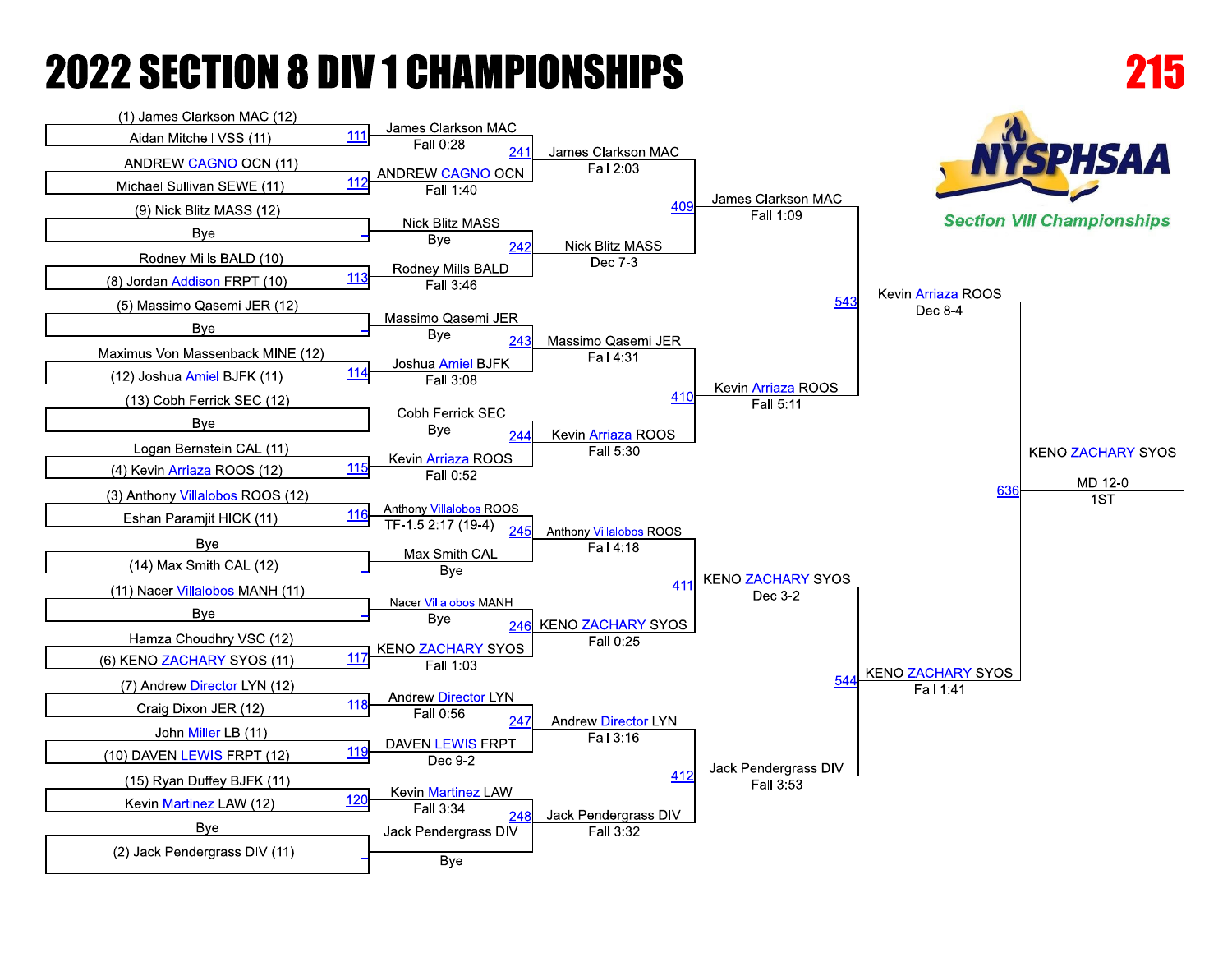# 2022 SECTION 8 DIV 1 CHAMPIONSHIPS

**215**

NYSPHSAA

*Section VIII Championships*

## First Round

| Bout | Wrestler A | Wrestler B | Winner | Result |
|---|---|---|---|---|
| 111 | (1) James Clarkson MAC (12) | Aidan Mitchell VSS (11) | James Clarkson MAC | Fall 0:28 |
| 112 | ANDREW CAGNO OCN (11) | Michael Sullivan SEWE (11) | ANDREW CAGNO OCN | Fall 1:40 |
| _ | (9) Nick Blitz MASS (12) | Bye | Nick Blitz MASS | Bye |
| 113 | Rodney Mills BALD (10) | (8) Jordan Addison FRPT (10) | Rodney Mills BALD | Fall 3:46 |
| _ | (5) Massimo Qasemi JER (12) | Bye | Massimo Qasemi JER | Bye |
| 114 | Maximus Von Massenback MINE (12) | (12) Joshua Amiel BJFK (11) | Joshua Amiel BJFK | Fall 3:08 |
| _ | (13) Cobh Ferrick SEC (12) | Bye | Cobh Ferrick SEC | Bye |
| 115 | Logan Bernstein CAL (11) | (4) Kevin Arriaza ROOS (12) | Kevin Arriaza ROOS | Fall 0:52 |
| 116 | (3) Anthony Villalobos ROOS (12) | Eshan Paramjit HICK (11) | Anthony Villalobos ROOS | TF-1.5 2:17 (19-4) |
| _ | Bye | (14) Max Smith CAL (12) | Max Smith CAL | Bye |
| _ | (11) Nacer Villalobos MANH (11) | Bye | Nacer Villalobos MANH | Bye |
| 117 | Hamza Choudhry VSC (12) | (6) KENO ZACHARY SYOS (11) | KENO ZACHARY SYOS | Fall 1:03 |
| 118 | (7) Andrew Director LYN (12) | Craig Dixon JER (12) | Andrew Director LYN | Fall 0:56 |
| 119 | John Miller LB (11) | (10) DAVEN LEWIS FRPT (12) | DAVEN LEWIS FRPT | Dec 9-2 |
| 120 | (15) Ryan Duffey BJFK (11) | Kevin Martinez LAW (12) | Kevin Martinez LAW | Fall 3:34 |
| _ | Bye | (2) Jack Pendergrass DIV (11) | Jack Pendergrass DIV | Bye |

## Second Round

| Bout | Winner | Result |
|---|---|---|
| 241 | James Clarkson MAC | Fall 2:03 |
| 242 | Nick Blitz MASS | Dec 7-3 |
| 243 | Massimo Qasemi JER | Fall 4:31 |
| 244 | Kevin Arriaza ROOS | Fall 5:30 |
| 245 | Anthony Villalobos ROOS | Fall 4:18 |
| 246 | KENO ZACHARY SYOS | Fall 0:25 |
| 247 | Andrew Director LYN | Fall 3:16 |
| 248 | Jack Pendergrass DIV | Fall 3:32 |

## Quarterfinals

| Bout | Winner | Result |
|---|---|---|
| 409 | James Clarkson MAC | Fall 1:09 |
| 410 | Kevin Arriaza ROOS | Fall 5:11 |
| 411 | KENO ZACHARY SYOS | Dec 3-2 |
| 412 | Jack Pendergrass DIV | Fall 3:53 |

## Semifinals

| Bout | Winner | Result |
|---|---|---|
| 543 | Kevin Arriaza ROOS | Dec 8-4 |
| 544 | KENO ZACHARY SYOS | Fall 1:41 |

## Final

| Bout | Winner | Result | Place |
|---|---|---|---|
| 636 | KENO ZACHARY SYOS | MD 12-0 | 1ST |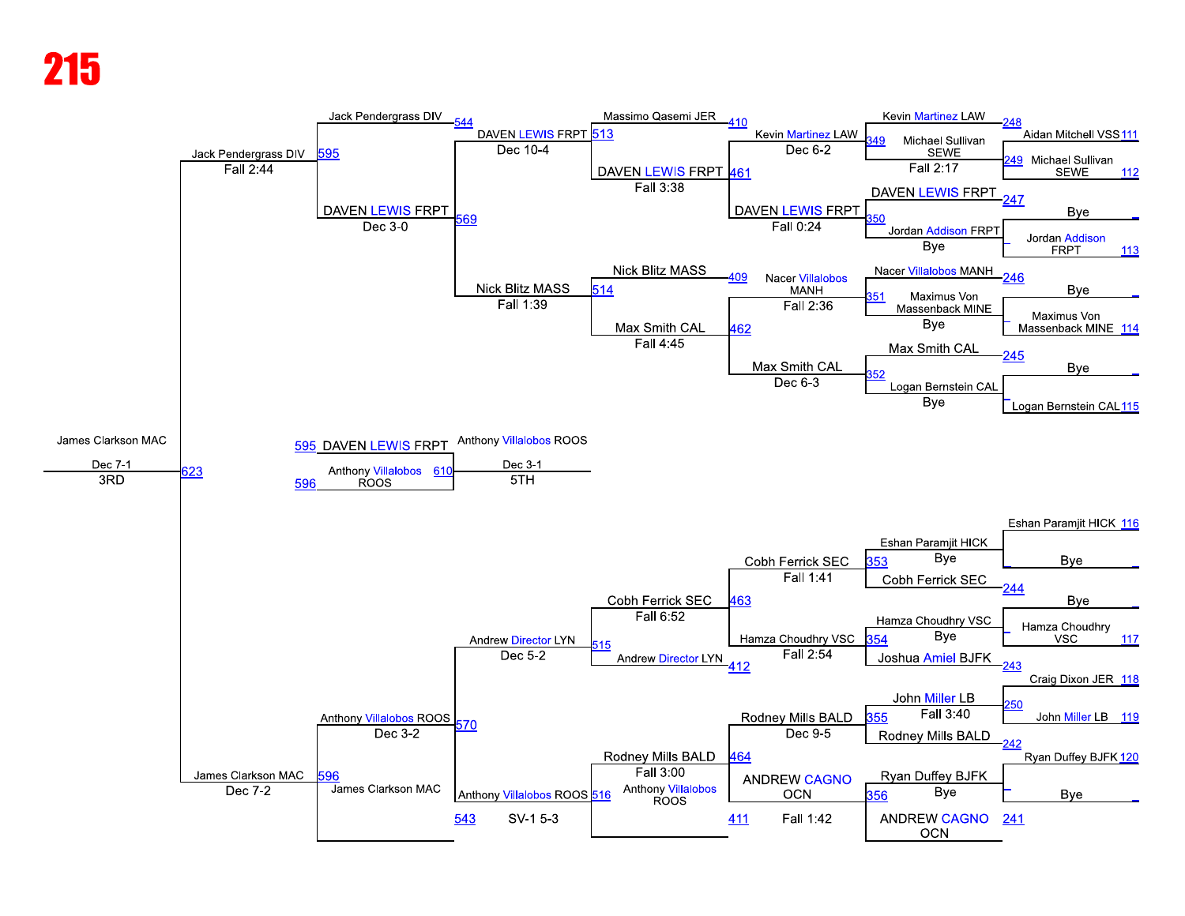# 215

**Championship side (upper bracket)**

| Bout | Wrestler | Result |
| --- | --- | --- |
| 111 | Aidan Mitchell VSS | |
| 112 | Michael Sullivan SEWE | |
| 249 | Michael Sullivan SEWE | |
| 248 | Kevin Martinez LAW | |
| 349 | Kevin Martinez LAW | Fall 2:17 |
| 247 | DAVEN LEWIS FRPT | |
| | Bye | |
| 113 | Jordan Addison FRPT | |
| 350 | Jordan Addison FRPT | Bye |
| 461 | DAVEN LEWIS FRPT | Dec 6-2 |
| 410 | Massimo Qasemi JER | |
| 513 | DAVEN LEWIS FRPT | Fall 0:24 |
| 246 | Nacer Villalobos MANH | |
| | Bye | |
| 114 | Maximus Von Massenback MINE | |
| 351 | Maximus Von Massenback MINE | Bye |
| 245 | Max Smith CAL | |
| | Bye | |
| 115 | Logan Bernstein CAL | |
| 352 | Logan Bernstein CAL | Bye |
| 462 | Nacer Villalobos MANH | Fall 2:36 |
| 462 | Max Smith CAL | Dec 6-3 |
| 409 | Nick Blitz MASS | |
| 514 | Max Smith CAL | Fall 4:45 |
| 513 | DAVEN LEWIS FRPT | Fall 3:38 |
| 514 | Nick Blitz MASS | Fall 1:39 |
| 569 | DAVEN LEWIS FRPT | Dec 10-4 |
| 544 | Jack Pendergrass DIV | |
| 595 | DAVEN LEWIS FRPT | Dec 3-0 |
| 595 | Jack Pendergrass DIV | Fall 2:44 |

**Lower bracket**

| Bout | Wrestler | Result |
| --- | --- | --- |
| 116 | Eshan Paramjit HICK | |
| | Bye | |
| 353 | Eshan Paramjit HICK | Bye |
| 244 | Cobh Ferrick SEC | |
| | Bye | |
| 117 | Hamza Choudhry VSC | |
| 354 | Hamza Choudhry VSC | Bye |
| 243 | Joshua Amiel BJFK | |
| 463 | Cobh Ferrick SEC | Fall 1:41 |
| 463 | Hamza Choudhry VSC | Fall 2:54 |
| 118 | Craig Dixon JER | |
| 119 | John Miller LB | |
| 250 | John Miller LB | Fall 3:40 |
| 242 | Rodney Mills BALD | |
| 355 | Rodney Mills BALD | Dec 9-5 |
| 120 | Ryan Duffey BJFK | |
| | Bye | |
| 356 | Ryan Duffey BJFK | Bye |
| 241 | ANDREW CAGNO OCN | |
| 464 | ANDREW CAGNO OCN | Fall 1:42 |
| 515 | Cobh Ferrick SEC | Fall 6:52 |
| 412 | Andrew Director LYN | |
| 516 | Rodney Mills BALD | Fall 3:00 |
| 411 | Anthony Villalobos ROOS | |
| 570 | Andrew Director LYN | Dec 5-2 |
| 543 | Anthony Villalobos ROOS | SV-1 5-3 |
| 596 | Anthony Villalobos ROOS | Dec 3-2 |
| 596 | James Clarkson MAC | Dec 7-2 |

**3RD Place (623)**

James Clarkson MAC — Dec 7-1 — 3RD

**5TH Place (610)**

| Bout | Wrestler |
| --- | --- |
| 595 | DAVEN LEWIS FRPT |
| 596 | Anthony Villalobos ROOS |

Anthony Villalobos ROOS — Dec 3-1 — 5TH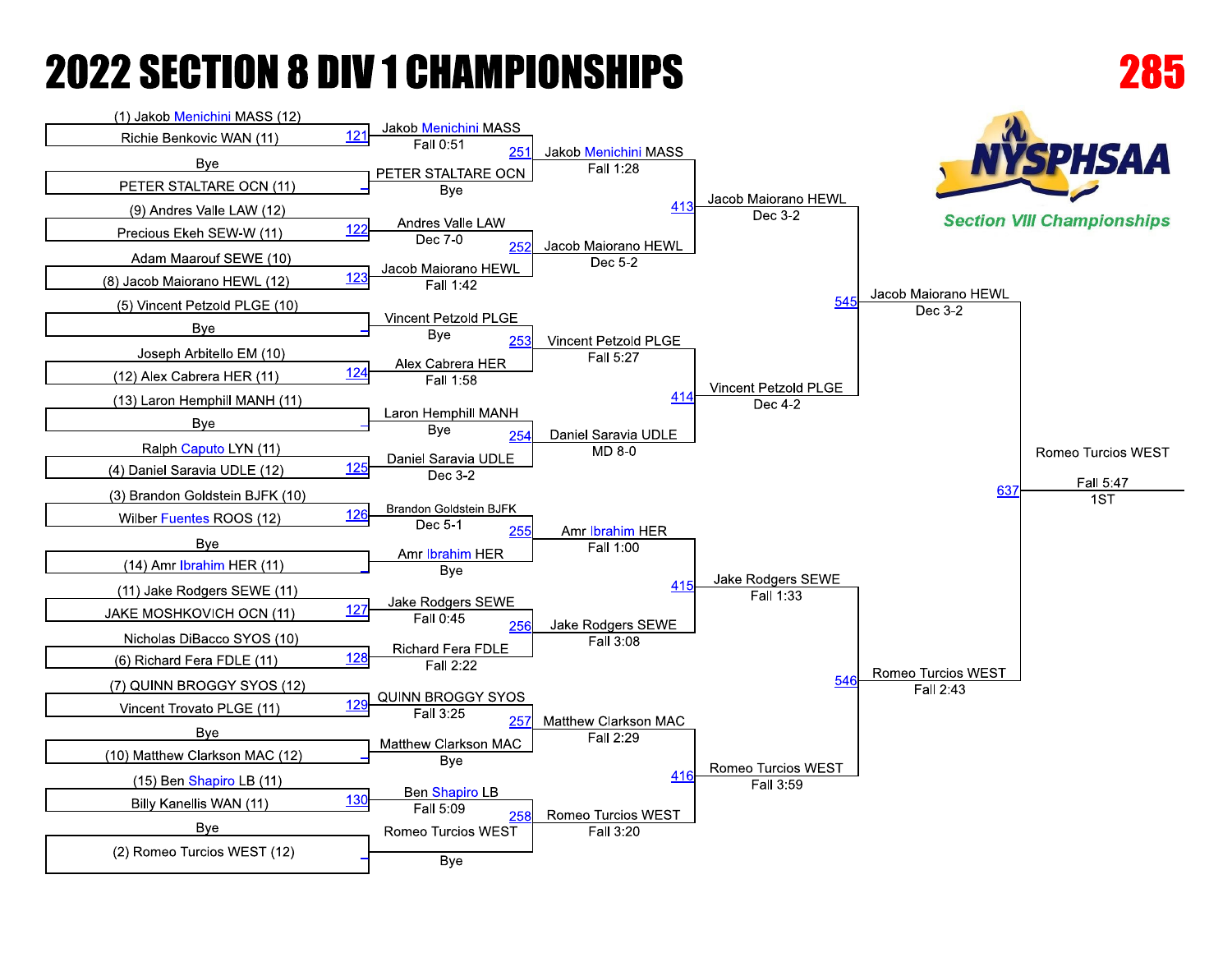# 2022 SECTION 8 DIV 1 CHAMPIONSHIPS

**285**

NYSPHSAA *Section VIII Championships*

## First Round

| Bout | Wrestler 1 | Wrestler 2 | Winner | Result |
|---|---|---|---|---|
| 121 | (1) Jakob Menichini MASS (12) | Richie Benkovic WAN (11) | Jakob Menichini MASS | Fall 0:51 |
| _ | Bye | PETER STALTARE OCN (11) | PETER STALTARE OCN | Bye |
| 122 | (9) Andres Valle LAW (12) | Precious Ekeh SEW-W (11) | Andres Valle LAW | Dec 7-0 |
| 123 | Adam Maarouf SEWE (10) | (8) Jacob Maiorano HEWL (12) | Jacob Maiorano HEWL | Fall 1:42 |
| _ | (5) Vincent Petzold PLGE (10) | Bye | Vincent Petzold PLGE | Bye |
| 124 | Joseph Arbitello EM (10) | (12) Alex Cabrera HER (11) | Alex Cabrera HER | Fall 1:58 |
| _ | (13) Laron Hemphill MANH (11) | Bye | Laron Hemphill MANH | Bye |
| 125 | Ralph Caputo LYN (11) | (4) Daniel Saravia UDLE (12) | Daniel Saravia UDLE | Dec 3-2 |
| 126 | (3) Brandon Goldstein BJFK (10) | Wilber Fuentes ROOS (12) | Brandon Goldstein BJFK | Dec 5-1 |
| _ | Bye | (14) Amr Ibrahim HER (11) | Amr Ibrahim HER | Bye |
| 127 | (11) Jake Rodgers SEWE (11) | JAKE MOSHKOVICH OCN (11) | Jake Rodgers SEWE | Fall 0:45 |
| 128 | Nicholas DiBacco SYOS (10) | (6) Richard Fera FDLE (11) | Richard Fera FDLE | Fall 2:22 |
| 129 | (7) QUINN BROGGY SYOS (12) | Vincent Trovato PLGE (11) | QUINN BROGGY SYOS | Fall 3:25 |
| _ | Bye | (10) Matthew Clarkson MAC (12) | Matthew Clarkson MAC | Bye |
| 130 | (15) Ben Shapiro LB (11) | Billy Kanellis WAN (11) | Ben Shapiro LB | Fall 5:09 |
| _ | Bye | (2) Romeo Turcios WEST (12) | Romeo Turcios WEST | Bye |

## Second Round

| Bout | Winner | Result |
|---|---|---|
| 251 | Jakob Menichini MASS | Fall 1:28 |
| 252 | Jacob Maiorano HEWL | Dec 5-2 |
| 253 | Vincent Petzold PLGE | Fall 5:27 |
| 254 | Daniel Saravia UDLE | MD 8-0 |
| 255 | Amr Ibrahim HER | Fall 1:00 |
| 256 | Jake Rodgers SEWE | Fall 3:08 |
| 257 | Matthew Clarkson MAC | Fall 2:29 |
| 258 | Romeo Turcios WEST | Fall 3:20 |

## Quarterfinals

| Bout | Winner | Result |
|---|---|---|
| 413 | Jacob Maiorano HEWL | Dec 3-2 |
| 414 | Vincent Petzold PLGE | Dec 4-2 |
| 415 | Jake Rodgers SEWE | Fall 1:33 |
| 416 | Romeo Turcios WEST | Fall 3:59 |

## Semifinals

| Bout | Winner | Result |
|---|---|---|
| 545 | Jacob Maiorano HEWL | Dec 3-2 |
| 546 | Romeo Turcios WEST | Fall 2:43 |

## Final

| Bout | Winner | Result |
|---|---|---|
| 637 | Romeo Turcios WEST | Fall 5:47 |

1ST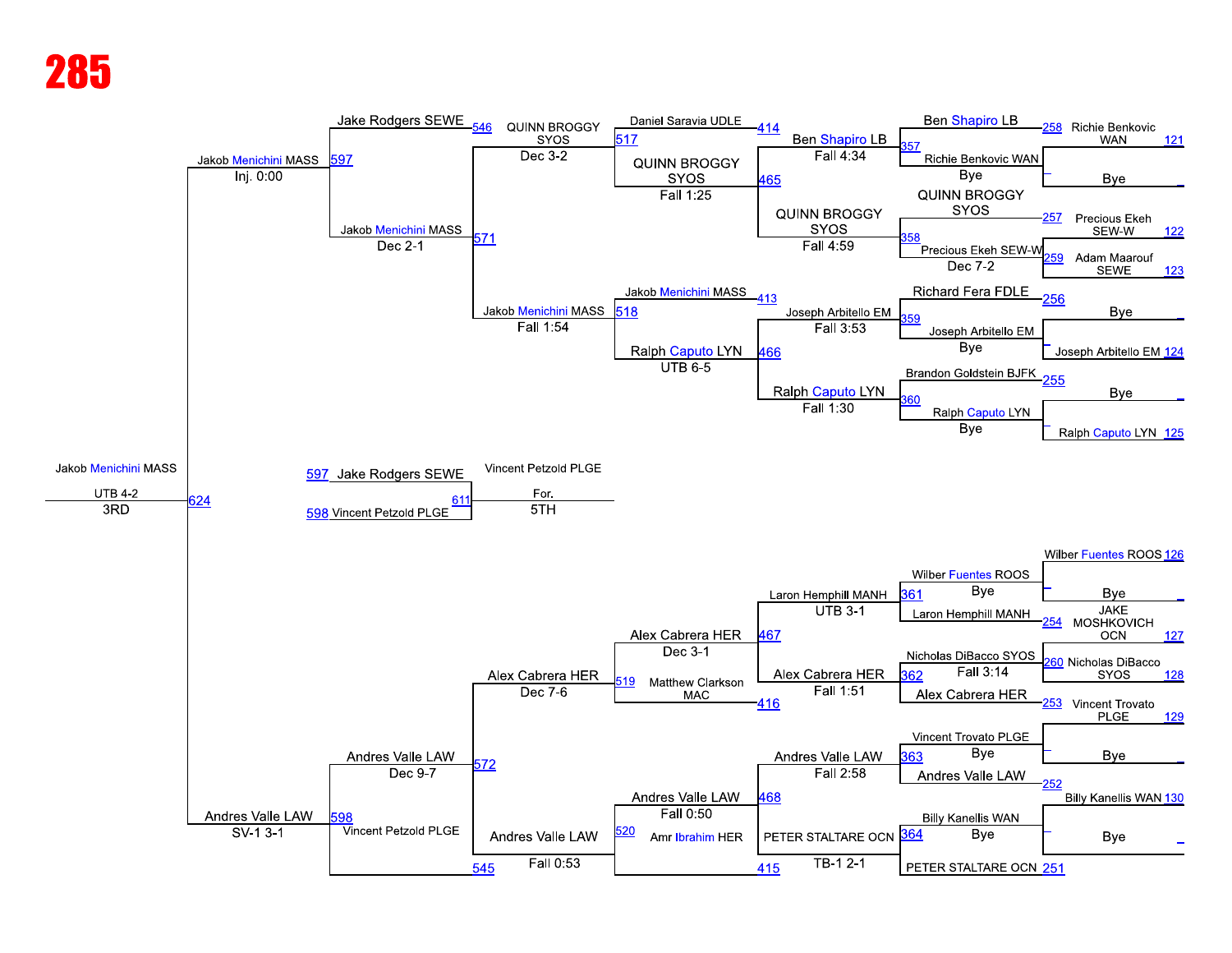# 285

**Championship Bracket**

| Bout | Winner | Result | Loser |
|---|---|---|---|
| 258 | Richie Benkovic WAN | | Bye |
| 257 | Precious Ekeh SEW-W | Dec 7-2 | Adam Maarouf SEWE |
| 256 | Joseph Arbitello EM | | Bye |
| 255 | Ralph Caputo LYN | | Bye |
| 357 | Ben Shapiro LB | | Richie Benkovic WAN |
| 358 | QUINN BROGGY SYOS | | Precious Ekeh SEW-W |
| 359 | Joseph Arbitello EM | | Richard Fera FDLE |
| 360 | Ralph Caputo LYN | | Brandon Goldstein BJFK |
| 414 | Ben Shapiro LB | Fall 4:34 | Daniel Saravia UDLE |
| 465 | QUINN BROGGY SYOS | Fall 4:59 | Ben Shapiro LB |
| 413 | Joseph Arbitello EM | Fall 3:53 | Jakob Menichini MASS |
| 466 | Ralph Caputo LYN | Fall 1:30 | Joseph Arbitello EM |
| 517 | QUINN BROGGY SYOS | Fall 1:25 | Daniel Saravia UDLE |
| 518 | Jakob Menichini MASS | UTB 6-5 | Ralph Caputo LYN |
| 546 | QUINN BROGGY SYOS | | Jake Rodgers SEWE |
| 571 | Jakob Menichini MASS | Fall 1:54 | QUINN BROGGY SYOS |
| 597 | Jakob Menichini MASS | Dec 2-1 | Jake Rodgers SEWE |
| 126 / 361 | Wilber Fuentes ROOS | | Bye |
| 254 | Laron Hemphill MANH | | JAKE MOSHKOVICH OCN |
| 260 | Nicholas DiBacco SYOS | | Bye |
| 253 | Vincent Trovato PLGE | | Bye |
| 252 | Andres Valle LAW | | Bye |
| 130 / 364 | Billy Kanellis WAN | | Bye |
| 251 | PETER STALTARE OCN | | Bye |
| 361 | Laron Hemphill MANH | UTB 3-1 | Wilber Fuentes ROOS |
| 362 | Alex Cabrera HER | Fall 3:14 | Nicholas DiBacco SYOS |
| 363 | Andres Valle LAW | | Vincent Trovato PLGE |
| 364 | PETER STALTARE OCN | | Billy Kanellis WAN |
| 467 | Alex Cabrera HER | Fall 1:51 | Laron Hemphill MANH |
| 468 | Andres Valle LAW | TB-1 2-1 | PETER STALTARE OCN |
| 416 | Alex Cabrera HER | | Matthew Clarkson MAC |
| 415 | Andres Valle LAW | | PETER STALTARE OCN |
| 519 | Alex Cabrera HER | Dec 3-1 | Matthew Clarkson MAC |
| 520 | Andres Valle LAW | Fall 0:50 | Amr Ibrahim HER |
| 572 | Andres Valle LAW | Dec 7-6 | Alex Cabrera HER |
| 545 | Andres Valle LAW | Fall 0:53 | Vincent Petzold PLGE |
| 598 | Andres Valle LAW | Dec 9-7 | Vincent Petzold PLGE |
| 624 | Jakob Menichini MASS | SV-1 3-1 / UTB 4-2 | Andres Valle LAW |

**3RD:** Jakob Menichini MASS — UTB 4-2 (Bout 624)

**5TH (Bout 611):** Vincent Petzold PLGE — For. (597 Jake Rodgers SEWE vs. 598 Vincent Petzold PLGE)

Jakob Menichini MASS — Inj. 0:00